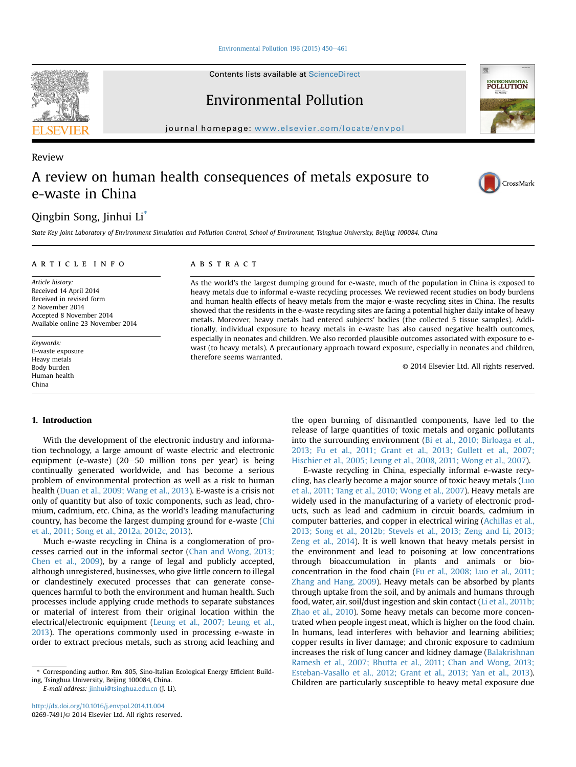Review

# A review on human health consequences of metals exposure to e-waste in China

Qingbin Song, Jinhui Li*

State Key Joint Laboratory of Environment Simulation and Pollution Control, School of Environment, Tsinghua University, Beijing 100084, China

**ARTICLE INFO**

*Article history:*
Received 14 April 2014
Received in revised form
2 November 2014
Accepted 8 November 2014
Available online 23 November 2014

*Keywords:*
E-waste exposure
Heavy metals
Body burden
Human health
China

**ABSTRACT**

As the world's the largest dumping ground for e-waste, much of the population in China is exposed to heavy metals due to informal e-waste recycling processes. We reviewed recent studies on body burdens and human health effects of heavy metals from the major e-waste recycling sites in China. The results showed that the residents in the e-waste recycling sites are facing a potential higher daily intake of heavy metals. Moreover, heavy metals had entered subjects' bodies (the collected 5 tissue samples). Additionally, individual exposure to heavy metals in e-waste has also caused negative health outcomes, especially in neonates and children. We also recorded plausible outcomes associated with exposure to e-wast (to heavy metals). A precautionary approach toward exposure, especially in neonates and children, therefore seems warranted.

© 2014 Elsevier Ltd. All rights reserved.

## 1. Introduction

With the development of the electronic industry and information technology, a large amount of waste electric and electronic equipment (e-waste) (20–50 million tons per year) is being continually generated worldwide, and has become a serious problem of environmental protection as well as a risk to human health (Duan et al., 2009; Wang et al., 2013). E-waste is a crisis not only of quantity but also of toxic components, such as lead, chromium, cadmium, etc. China, as the world's leading manufacturing country, has become the largest dumping ground for e-waste (Chi et al., 2011; Song et al., 2012a, 2012c, 2013).

Much e-waste recycling in China is a conglomeration of processes carried out in the informal sector (Chan and Wong, 2013; Chen et al., 2009), by a range of legal and publicly accepted, although unregistered, businesses, who give little concern to illegal or clandestinely executed processes that can generate consequences harmful to both the environment and human health. Such processes include applying crude methods to separate substances or material of interest from their original location within the electrical/electronic equipment (Leung et al., 2007; Leung et al., 2013). The operations commonly used in processing e-waste in order to extract precious metals, such as strong acid leaching and the open burning of dismantled components, have led to the release of large quantities of toxic metals and organic pollutants into the surrounding environment (Bi et al., 2010; Birloaga et al., 2013; Fu et al., 2011; Grant et al., 2013; Gullett et al., 2007; Hischier et al., 2005; Leung et al., 2008, 2011; Wong et al., 2007).

E-waste recycling in China, especially informal e-waste recycling, has clearly become a major source of toxic heavy metals (Luo et al., 2011; Tang et al., 2010; Wong et al., 2007). Heavy metals are widely used in the manufacturing of a variety of electronic products, such as lead and cadmium in circuit boards, cadmium in computer batteries, and copper in electrical wiring (Achillas et al., 2013; Song et al., 2012b; Stevels et al., 2013; Zeng and Li, 2013; Zeng et al., 2014). It is well known that heavy metals persist in the environment and lead to poisoning at low concentrations through bioaccumulation in plants and animals or bioconcentration in the food chain (Fu et al., 2008; Luo et al., 2011; Zhang and Hang, 2009). Heavy metals can be absorbed by plants through uptake from the soil, and by animals and humans through food, water, air, soil/dust ingestion and skin contact (Li et al., 2011b; Zhao et al., 2010). Some heavy metals can become more concentrated when people ingest meat, which is higher on the food chain. In humans, lead interferes with behavior and learning abilities; copper results in liver damage; and chronic exposure to cadmium increases the risk of lung cancer and kidney damage (Balakrishnan Ramesh et al., 2007; Bhutta et al., 2011; Chan and Wong, 2013; Esteban-Vasallo et al., 2012; Grant et al., 2013; Yan et al., 2013). Children are particularly susceptible to heavy metal exposure due

* Corresponding author. Rm. 805, Sino-Italian Ecological Energy Efficient Building, Tsinghua University, Beijing 100084, China.
E-mail address: jinhui@tsinghua.edu.cn (J. Li).

http://dx.doi.org/10.1016/j.envpol.2014.11.004
0269-7491/© 2014 Elsevier Ltd. All rights reserved.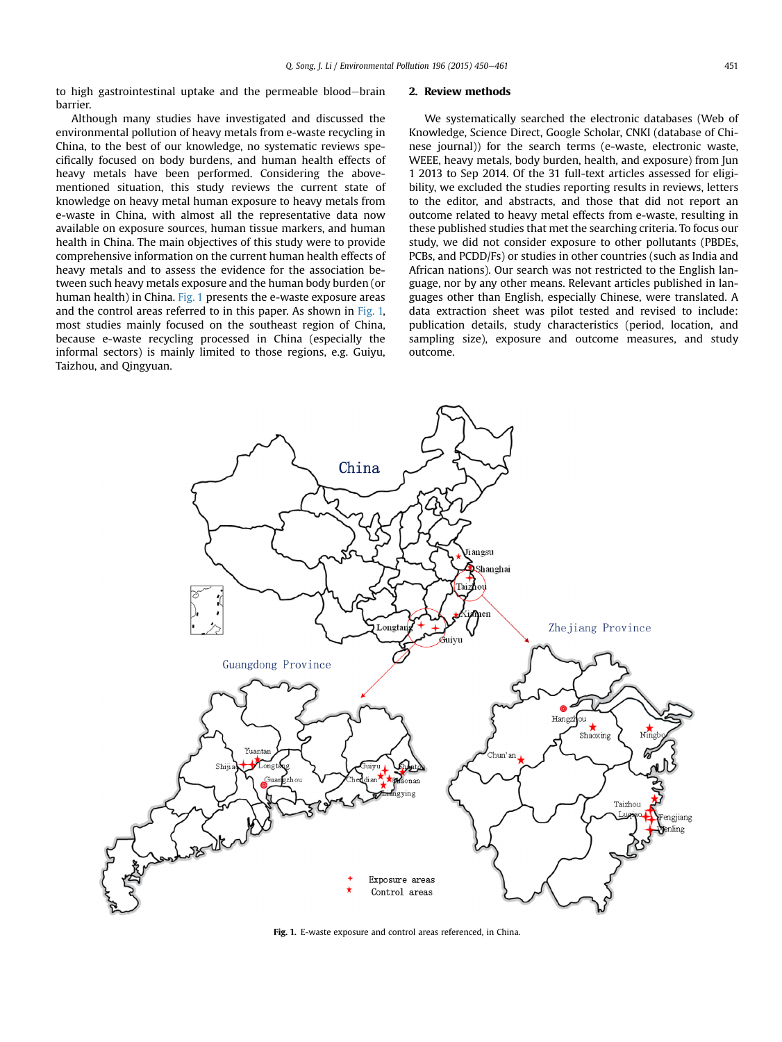to high gastrointestinal uptake and the permeable blood–brain barrier.

Although many studies have investigated and discussed the environmental pollution of heavy metals from e-waste recycling in China, to the best of our knowledge, no systematic reviews specifically focused on body burdens, and human health effects of heavy metals have been performed. Considering the above-mentioned situation, this study reviews the current state of knowledge on heavy metal human exposure to heavy metals from e-waste in China, with almost all the representative data now available on exposure sources, human tissue markers, and human health in China. The main objectives of this study were to provide comprehensive information on the current human health effects of heavy metals and to assess the evidence for the association between such heavy metals exposure and the human body burden (or human health) in China. Fig. 1 presents the e-waste exposure areas and the control areas referred to in this paper. As shown in Fig. 1, most studies mainly focused on the southeast region of China, because e-waste recycling processed in China (especially the informal sectors) is mainly limited to those regions, e.g. Guiyu, Taizhou, and Qingyuan.

## 2. Review methods

We systematically searched the electronic databases (Web of Knowledge, Science Direct, Google Scholar, CNKI (database of Chinese journal)) for the search terms (e-waste, electronic waste, WEEE, heavy metals, body burden, health, and exposure) from Jun 1 2013 to Sep 2014. Of the 31 full-text articles assessed for eligibility, we excluded the studies reporting results in reviews, letters to the editor, and abstracts, and those that did not report an outcome related to heavy metal effects from e-waste, resulting in these published studies that met the searching criteria. To focus our study, we did not consider exposure to other pollutants (PBDEs, PCBs, and PCDD/Fs) or studies in other countries (such as India and African nations). Our search was not restricted to the English language, nor by any other means. Relevant articles published in languages other than English, especially Chinese, were translated. A data extraction sheet was pilot tested and revised to include: publication details, study characteristics (period, location, and sampling size), exposure and outcome measures, and study outcome.

China

Jiangsu
Shanghai
Taizhou
Xiamen
Longtang
Guiyu

Guangdong Province

Yuantan
Shijiao
Longtang
Guangzhou
Guiyu
Shantou
Chendian
Chaonan
Liangying

Zhejiang Province

Hangzhou
Shaoxing
Ningbo
Chun'an
Taizhou
Luqiao
Fengjiang
Wenling

Exposure areas
Control areas

**Fig. 1.** E-waste exposure and control areas referenced, in China.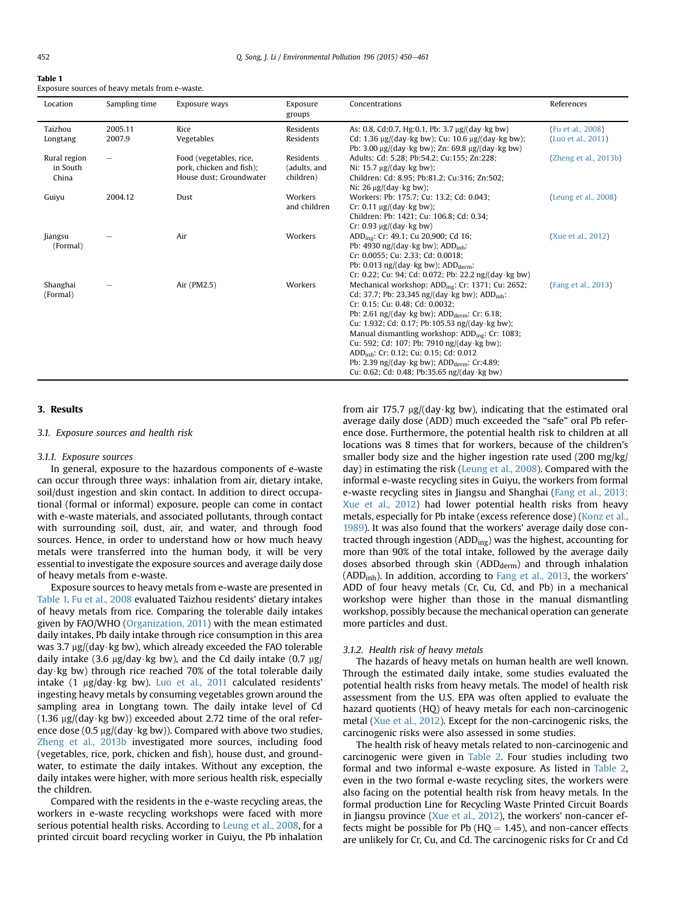**Table 1**
Exposure sources of heavy metals from e-waste.

| Location | Sampling time | Exposure ways | Exposure groups | Concentrations | References |
|---|---|---|---|---|---|
| Taizhou | 2005.11 | Rice | Residents | As: 0.8, Cd:0.7, Hg:0.1, Pb: 3.7 μg/(day·kg bw) | (Fu et al., 2008) |
| Longtang | 2007.9 | Vegetables | Residents | Cd: 1.36 μg/(day·kg bw); Cu: 10.6 μg/(day·kg bw); Pb: 3.00 μg/(day·kg bw); Zn: 69.8 μg/(day·kg bw) | (Luo et al., 2011) |
| Rural region in South China | – | Food (vegetables, rice, pork, chicken and fish); House dust; Groundwater | Residents (adults, and children) | Adults: Cd: 5.28; Pb:54.2; Cu:155; Zn:228; Ni: 15.7 μg/(day·kg bw); Children: Cd: 8.95; Pb:81.2; Cu:316; Zn:502; Ni: 26 μg/(day·kg bw); | (Zheng et al., 2013b) |
| Guiyu | 2004.12 | Dust | Workers and children | Workers: Pb: 175.7; Cu: 13.2; Cd: 0.043; Cr: 0.11 μg/(day·kg bw); Children: Pb: 1421; Cu: 106.8; Cd: 0.34; Cr: 0.93 μg/(day·kg bw) | (Leung et al., 2008) |
| Jiangsu (Formal) | – | Air | Workers | $ADD_{ing}$: Cr: 49.1; Cu 20,900; Cd 16; Pb: 4930 ng/(day·kg bw); $ADD_{inh}$: Cr: 0.0055; Cu: 2.33; Cd: 0.0018; Pb: 0.013 ng/(day·kg bw); $ADD_{derm}$: Cr: 0.22; Cu: 94; Cd: 0.072; Pb: 22.2 ng/(day·kg bw) | (Xue et al., 2012) |
| Shanghai (Formal) | – | Air (PM2.5) | Workers | Mechanical workshop: $ADD_{ing}$: Cr: 1371; Cu: 2652; Cd: 37.7; Pb: 23,345 ng/(day·kg bw); $ADD_{inh}$: Cr: 0.15; Cu: 0.48; Cd: 0.0032; Pb: 2.61 ng/(day·kg bw); $ADD_{derm}$: Cr: 6.18; Cu: 1.932; Cd: 0.17; Pb:105.53 ng/(day·kg bw); Manual dismantling workshop: $ADD_{ing}$: Cr: 1083; Cu: 592; Cd: 107; Pb: 7910 ng/(day·kg bw); $ADD_{inh}$: Cr: 0.12; Cu: 0.15; Cd: 0.012 Pb: 2.39 ng/(day·kg bw); $ADD_{derm}$: Cr:4.89; Cu: 0.62; Cd: 0.48; Pb:35.65 ng/(day·kg bw) | (Fang et al., 2013) |

## 3. Results

### 3.1. Exposure sources and health risk

#### 3.1.1. Exposure sources

In general, exposure to the hazardous components of e-waste can occur through three ways: inhalation from air, dietary intake, soil/dust ingestion and skin contact. In addition to direct occupational (formal or informal) exposure, people can come in contact with e-waste materials, and associated pollutants, through contact with surrounding soil, dust, air, and water, and through food sources. Hence, in order to understand how or how much heavy metals were transferred into the human body, it will be very essential to investigate the exposure sources and average daily dose of heavy metals from e-waste.

Exposure sources to heavy metals from e-waste are presented in Table 1. Fu et al., 2008 evaluated Taizhou residents' dietary intakes of heavy metals from rice. Comparing the tolerable daily intakes given by FAO/WHO (Organization, 2011) with the mean estimated daily intakes, Pb daily intake through rice consumption in this area was 3.7 μg/(day·kg bw), which already exceeded the FAO tolerable daily intake (3.6 μg/day·kg bw), and the Cd daily intake (0.7 μg/day·kg bw) through rice reached 70% of the total tolerable daily intake (1 μg/day·kg bw). Luo et al., 2011 calculated residents' ingesting heavy metals by consuming vegetables grown around the sampling area in Longtang town. The daily intake level of Cd (1.36 μg/(day·kg bw)) exceeded about 2.72 time of the oral reference dose (0.5 μg/(day·kg bw)). Compared with above two studies, Zheng et al., 2013b investigated more sources, including food (vegetables, rice, pork, chicken and fish), house dust, and groundwater, to estimate the daily intakes. Without any exception, the daily intakes were higher, with more serious health risk, especially the children.

Compared with the residents in the e-waste recycling areas, the workers in e-waste recycling workshops were faced with more serious potential health risks. According to Leung et al., 2008, for a printed circuit board recycling worker in Guiyu, the Pb inhalation from air 175.7 μg/(day·kg bw), indicating that the estimated oral average daily dose (ADD) much exceeded the "safe" oral Pb reference dose. Furthermore, the potential health risk to children at all locations was 8 times that for workers, because of the children's smaller body size and the higher ingestion rate used (200 mg/kg/day) in estimating the risk (Leung et al., 2008). Compared with the informal e-waste recycling sites in Guiyu, the workers from formal e-waste recycling sites in Jiangsu and Shanghai (Fang et al., 2013; Xue et al., 2012) had lower potential health risks from heavy metals, especially for Pb intake (excess reference dose) (Konz et al., 1989). It was also found that the workers' average daily dose contracted through ingestion ($ADD_{ing}$) was the highest, accounting for more than 90% of the total intake, followed by the average daily doses absorbed through skin ($ADD_{derm}$) and through inhalation ($ADD_{inh}$). In addition, according to Fang et al., 2013, the workers' ADD of four heavy metals (Cr, Cu, Cd, and Pb) in a mechanical workshop were higher than those in the manual dismantling workshop, possibly because the mechanical operation can generate more particles and dust.

#### 3.1.2. Health risk of heavy metals

The hazards of heavy metals on human health are well known. Through the estimated daily intake, some studies evaluated the potential health risks from heavy metals. The model of health risk assessment from the U.S. EPA was often applied to evaluate the hazard quotients (HQ) of heavy metals for each non-carcinogenic metal (Xue et al., 2012). Except for the non-carcinogenic risks, the carcinogenic risks were also assessed in some studies.

The health risk of heavy metals related to non-carcinogenic and carcinogenic were given in Table 2. Four studies including two formal and two informal e-waste exposure. As listed in Table 2, even in the two formal e-waste recycling sites, the workers were also facing on the potential health risk from heavy metals. In the formal production Line for Recycling Waste Printed Circuit Boards in Jiangsu province (Xue et al., 2012), the workers' non-cancer effects might be possible for Pb (HQ = 1.45), and non-cancer effects are unlikely for Cr, Cu, and Cd. The carcinogenic risks for Cr and Cd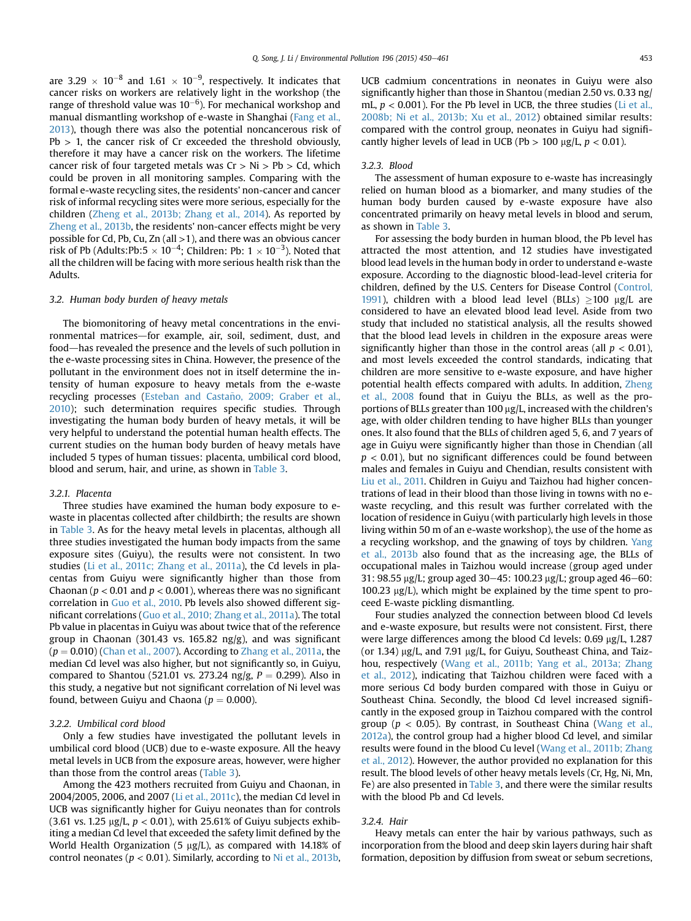are $3.29 \times 10^{-8}$ and $1.61 \times 10^{-9}$, respectively. It indicates that cancer risks on workers are relatively light in the workshop (the range of threshold value was $10^{-6}$). For mechanical workshop and manual dismantling workshop of e-waste in Shanghai (Fang et al., 2013), though there was also the potential noncancerous risk of Pb > 1, the cancer risk of Cr exceeded the threshold obviously, therefore it may have a cancer risk on the workers. The lifetime cancer risk of four targeted metals was Cr > Ni > Pb > Cd, which could be proven in all monitoring samples. Comparing with the formal e-waste recycling sites, the residents' non-cancer and cancer risk of informal recycling sites were more serious, especially for the children (Zheng et al., 2013b; Zhang et al., 2014). As reported by Zheng et al., 2013b, the residents' non-cancer effects might be very possible for Cd, Pb, Cu, Zn (all >1), and there was an obvious cancer risk of Pb (Adults:Pb:$5 \times 10^{-4}$; Children: Pb: $1 \times 10^{-3}$). Noted that all the children will be facing with more serious health risk than the Adults.

### 3.2. Human body burden of heavy metals

The biomonitoring of heavy metal concentrations in the environmental matrices—for example, air, soil, sediment, dust, and food—has revealed the presence and the levels of such pollution in the e-waste processing sites in China. However, the presence of the pollutant in the environment does not in itself determine the intensity of human exposure to heavy metals from the e-waste recycling processes (Esteban and Castaño, 2009; Graber et al., 2010); such determination requires specific studies. Through investigating the human body burden of heavy metals, it will be very helpful to understand the potential human health effects. The current studies on the human body burden of heavy metals have included 5 types of human tissues: placenta, umbilical cord blood, blood and serum, hair, and urine, as shown in Table 3.

#### 3.2.1. Placenta

Three studies have examined the human body exposure to e-waste in placentas collected after childbirth; the results are shown in Table 3. As for the heavy metal levels in placentas, although all three studies investigated the human body impacts from the same exposure sites (Guiyu), the results were not consistent. In two studies (Li et al., 2011c; Zhang et al., 2011a), the Cd levels in placentas from Guiyu were significantly higher than those from Chaonan ($p < 0.01$ and $p < 0.001$), whereas there was no significant correlation in Guo et al., 2010. Pb levels also showed different significant correlations (Guo et al., 2010; Zhang et al., 2011a). The total Pb value in placentas in Guiyu was about twice that of the reference group in Chaonan (301.43 vs. 165.82 ng/g), and was significant ($p = 0.010$) (Chan et al., 2007). According to Zhang et al., 2011a, the median Cd level was also higher, but not significantly so, in Guiyu, compared to Shantou (521.01 vs. 273.24 ng/g, $P = 0.299$). Also in this study, a negative but not significant correlation of Ni level was found, between Guiyu and Chaona ($p = 0.000$).

#### 3.2.2. Umbilical cord blood

Only a few studies have investigated the pollutant levels in umbilical cord blood (UCB) due to e-waste exposure. All the heavy metal levels in UCB from the exposure areas, however, were higher than those from the control areas (Table 3).

Among the 423 mothers recruited from Guiyu and Chaonan, in 2004/2005, 2006, and 2007 (Li et al., 2011c), the median Cd level in UCB was significantly higher for Guiyu neonates than for controls (3.61 vs. 1.25 μg/L, $p < 0.01$), with 25.61% of Guiyu subjects exhibiting a median Cd level that exceeded the safety limit defined by the World Health Organization (5 μg/L), as compared with 14.18% of control neonates ($p < 0.01$). Similarly, according to Ni et al., 2013b, UCB cadmium concentrations in neonates in Guiyu were also significantly higher than those in Shantou (median 2.50 vs. 0.33 ng/mL, $p < 0.001$). For the Pb level in UCB, the three studies (Li et al., 2008b; Ni et al., 2013b; Xu et al., 2012) obtained similar results: compared with the control group, neonates in Guiyu had significantly higher levels of lead in UCB (Pb > 100 μg/L, $p < 0.01$).

#### 3.2.3. Blood

The assessment of human exposure to e-waste has increasingly relied on human blood as a biomarker, and many studies of the human body burden caused by e-waste exposure have also concentrated primarily on heavy metal levels in blood and serum, as shown in Table 3.

For assessing the body burden in human blood, the Pb level has attracted the most attention, and 12 studies have investigated blood lead levels in the human body in order to understand e-waste exposure. According to the diagnostic blood-lead-level criteria for children, defined by the U.S. Centers for Disease Control (Control, 1991), children with a blood lead level (BLLs) ≥100 μg/L are considered to have an elevated blood lead level. Aside from two study that included no statistical analysis, all the results showed that the blood lead levels in children in the exposure areas were significantly higher than those in the control areas (all $p < 0.01$), and most levels exceeded the control standards, indicating that children are more sensitive to e-waste exposure, and have higher potential health effects compared with adults. In addition, Zheng et al., 2008 found that in Guiyu the BLLs, as well as the proportions of BLLs greater than 100 μg/L, increased with the children's age, with older children tending to have higher BLLs than younger ones. It also found that the BLLs of children aged 5, 6, and 7 years of age in Guiyu were significantly higher than those in Chendian (all $p < 0.01$), but no significant differences could be found between males and females in Guiyu and Chendian, results consistent with Liu et al., 2011. Children in Guiyu and Taizhou had higher concentrations of lead in their blood than those living in towns with no e-waste recycling, and this result was further correlated with the location of residence in Guiyu (with particularly high levels in those living within 50 m of an e-waste workshop), the use of the home as a recycling workshop, and the gnawing of toys by children. Yang et al., 2013b also found that as the increasing age, the BLLs of occupational males in Taizhou would increase (group aged under 31: 98.55 μg/L; group aged 30–45: 100.23 μg/L; group aged 46–60: 100.23 μg/L), which might be explained by the time spent to proceed E-waste pickling dismantling.

Four studies analyzed the connection between blood Cd levels and e-waste exposure, but results were not consistent. First, there were large differences among the blood Cd levels: 0.69 μg/L, 1.287 (or 1.34) μg/L, and 7.91 μg/L, for Guiyu, Southeast China, and Taizhou, respectively (Wang et al., 2011b; Yang et al., 2013a; Zhang et al., 2012), indicating that Taizhou children were faced with a more serious Cd body burden compared with those in Guiyu or Southeast China. Secondly, the blood Cd level increased significantly in the exposed group in Taizhou compared with the control group ($p < 0.05$). By contrast, in Southeast China (Wang et al., 2012a), the control group had a higher blood Cd level, and similar results were found in the blood Cu level (Wang et al., 2011b; Zhang et al., 2012). However, the author provided no explanation for this result. The blood levels of other heavy metals levels (Cr, Hg, Ni, Mn, Fe) are also presented in Table 3, and there were the similar results with the blood Pb and Cd levels.

#### 3.2.4. Hair

Heavy metals can enter the hair by various pathways, such as incorporation from the blood and deep skin layers during hair shaft formation, deposition by diffusion from sweat or sebum secretions,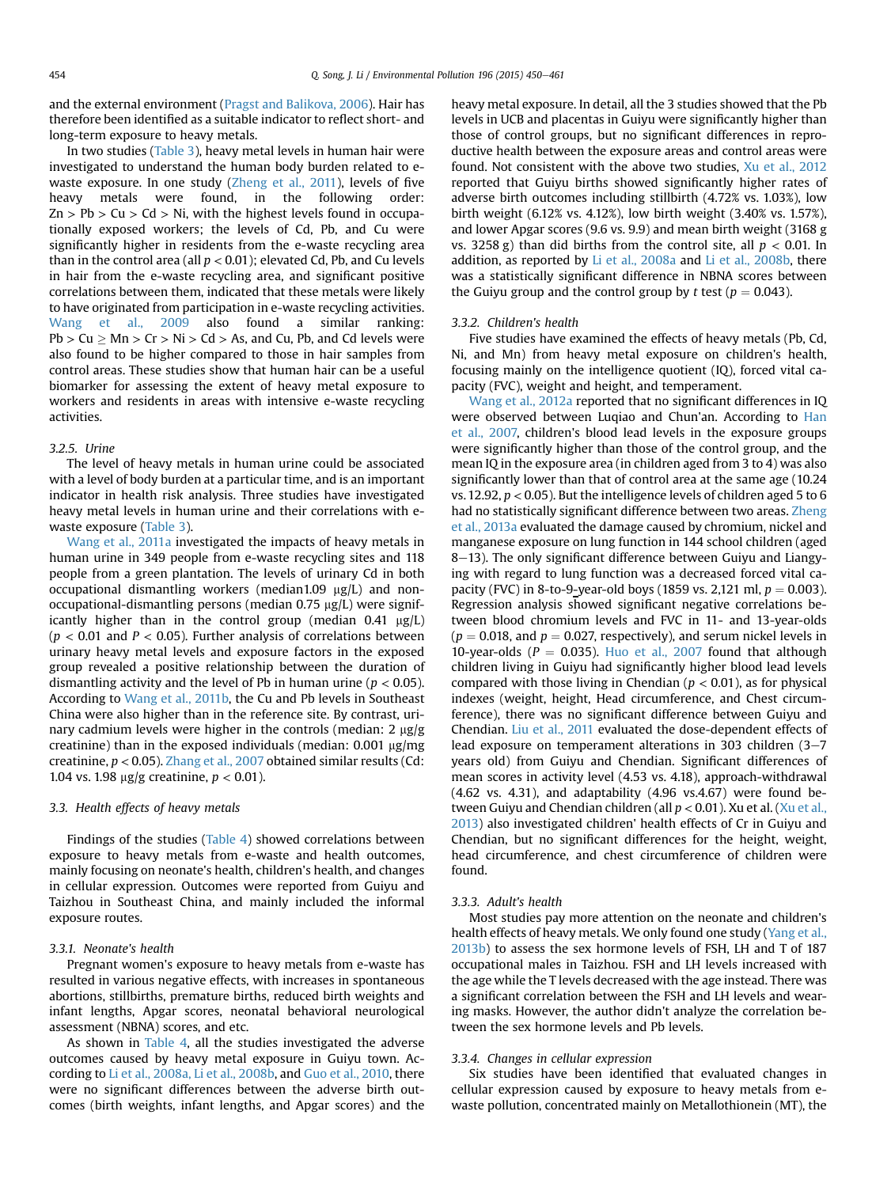and the external environment (Pragst and Balikova, 2006). Hair has therefore been identified as a suitable indicator to reflect short- and long-term exposure to heavy metals.

In two studies (Table 3), heavy metal levels in human hair were investigated to understand the human body burden related to e-waste exposure. In one study (Zheng et al., 2011), levels of five heavy metals were found, in the following order: Zn > Pb > Cu > Cd > Ni, with the highest levels found in occupationally exposed workers; the levels of Cd, Pb, and Cu were significantly higher in residents from the e-waste recycling area than in the control area (all $p < 0.01$); elevated Cd, Pb, and Cu levels in hair from the e-waste recycling area, and significant positive correlations between them, indicated that these metals were likely to have originated from participation in e-waste recycling activities. Wang et al., 2009 also found a similar ranking: Pb > Cu ≥ Mn > Cr > Ni > Cd > As, and Cu, Pb, and Cd levels were also found to be higher compared to those in hair samples from control areas. These studies show that human hair can be a useful biomarker for assessing the extent of heavy metal exposure to workers and residents in areas with intensive e-waste recycling activities.

### 3.2.5. Urine

The level of heavy metals in human urine could be associated with a level of body burden at a particular time, and is an important indicator in health risk analysis. Three studies have investigated heavy metal levels in human urine and their correlations with e-waste exposure (Table 3).

Wang et al., 2011a investigated the impacts of heavy metals in human urine in 349 people from e-waste recycling sites and 118 people from a green plantation. The levels of urinary Cd in both occupational dismantling workers (median1.09 μg/L) and non-occupational-dismantling persons (median 0.75 μg/L) were significantly higher than in the control group (median 0.41 μg/L) ($p < 0.01$ and $P < 0.05$). Further analysis of correlations between urinary heavy metal levels and exposure factors in the exposed group revealed a positive relationship between the duration of dismantling activity and the level of Pb in human urine ($p < 0.05$). According to Wang et al., 2011b, the Cu and Pb levels in Southeast China were also higher than in the reference site. By contrast, urinary cadmium levels were higher in the controls (median: 2 μg/g creatinine) than in the exposed individuals (median: 0.001 μg/mg creatinine, $p < 0.05$). Zhang et al., 2007 obtained similar results (Cd: 1.04 vs. 1.98 μg/g creatinine, $p < 0.01$).

## 3.3. Health effects of heavy metals

Findings of the studies (Table 4) showed correlations between exposure to heavy metals from e-waste and health outcomes, mainly focusing on neonate's health, children's health, and changes in cellular expression. Outcomes were reported from Guiyu and Taizhou in Southeast China, and mainly included the informal exposure routes.

### 3.3.1. Neonate's health

Pregnant women's exposure to heavy metals from e-waste has resulted in various negative effects, with increases in spontaneous abortions, stillbirths, premature births, reduced birth weights and infant lengths, Apgar scores, neonatal behavioral neurological assessment (NBNA) scores, and etc.

As shown in Table 4, all the studies investigated the adverse outcomes caused by heavy metal exposure in Guiyu town. According to Li et al., 2008a, Li et al., 2008b, and Guo et al., 2010, there were no significant differences between the adverse birth outcomes (birth weights, infant lengths, and Apgar scores) and the heavy metal exposure. In detail, all the 3 studies showed that the Pb levels in UCB and placentas in Guiyu were significantly higher than those of control groups, but no significant differences in reproductive health between the exposure areas and control areas were found. Not consistent with the above two studies, Xu et al., 2012 reported that Guiyu births showed significantly higher rates of adverse birth outcomes including stillbirth (4.72% vs. 1.03%), low birth weight (6.12% vs. 4.12%), low birth weight (3.40% vs. 1.57%), and lower Apgar scores (9.6 vs. 9.9) and mean birth weight (3168 g vs. 3258 g) than did births from the control site, all $p < 0.01$. In addition, as reported by Li et al., 2008a and Li et al., 2008b, there was a statistically significant difference in NBNA scores between the Guiyu group and the control group by t test ($p = 0.043$).

### 3.3.2. Children's health

Five studies have examined the effects of heavy metals (Pb, Cd, Ni, and Mn) from heavy metal exposure on children's health, focusing mainly on the intelligence quotient (IQ), forced vital capacity (FVC), weight and height, and temperament.

Wang et al., 2012a reported that no significant differences in IQ were observed between Luqiao and Chun'an. According to Han et al., 2007, children's blood lead levels in the exposure groups were significantly higher than those of the control group, and the mean IQ in the exposure area (in children aged from 3 to 4) was also significantly lower than that of control area at the same age (10.24 vs. 12.92, $p < 0.05$). But the intelligence levels of children aged 5 to 6 had no statistically significant difference between two areas. Zheng et al., 2013a evaluated the damage caused by chromium, nickel and manganese exposure on lung function in 144 school children (aged 8–13). The only significant difference between Guiyu and Liangying with regard to lung function was a decreased forced vital capacity (FVC) in 8-to-9-year-old boys (1859 vs. 2,121 ml, $p = 0.003$). Regression analysis showed significant negative correlations between blood chromium levels and FVC in 11- and 13-year-olds ($p = 0.018$, and $p = 0.027$, respectively), and serum nickel levels in 10-year-olds ($P = 0.035$). Huo et al., 2007 found that although children living in Guiyu had significantly higher blood lead levels compared with those living in Chendian ($p < 0.01$), as for physical indexes (weight, height, Head circumference, and Chest circumference), there was no significant difference between Guiyu and Chendian. Liu et al., 2011 evaluated the dose-dependent effects of lead exposure on temperament alterations in 303 children (3–7 years old) from Guiyu and Chendian. Significant differences of mean scores in activity level (4.53 vs. 4.18), approach-withdrawal (4.62 vs. 4.31), and adaptability (4.96 vs.4.67) were found between Guiyu and Chendian children (all $p < 0.01$). Xu et al. (Xu et al., 2013) also investigated children' health effects of Cr in Guiyu and Chendian, but no significant differences for the height, weight, head circumference, and chest circumference of children were found.

### 3.3.3. Adult's health

Most studies pay more attention on the neonate and children's health effects of heavy metals. We only found one study (Yang et al., 2013b) to assess the sex hormone levels of FSH, LH and T of 187 occupational males in Taizhou. FSH and LH levels increased with the age while the T levels decreased with the age instead. There was a significant correlation between the FSH and LH levels and wearing masks. However, the author didn't analyze the correlation between the sex hormone levels and Pb levels.

### 3.3.4. Changes in cellular expression

Six studies have been identified that evaluated changes in cellular expression caused by exposure to heavy metals from e-waste pollution, concentrated mainly on Metallothionein (MT), the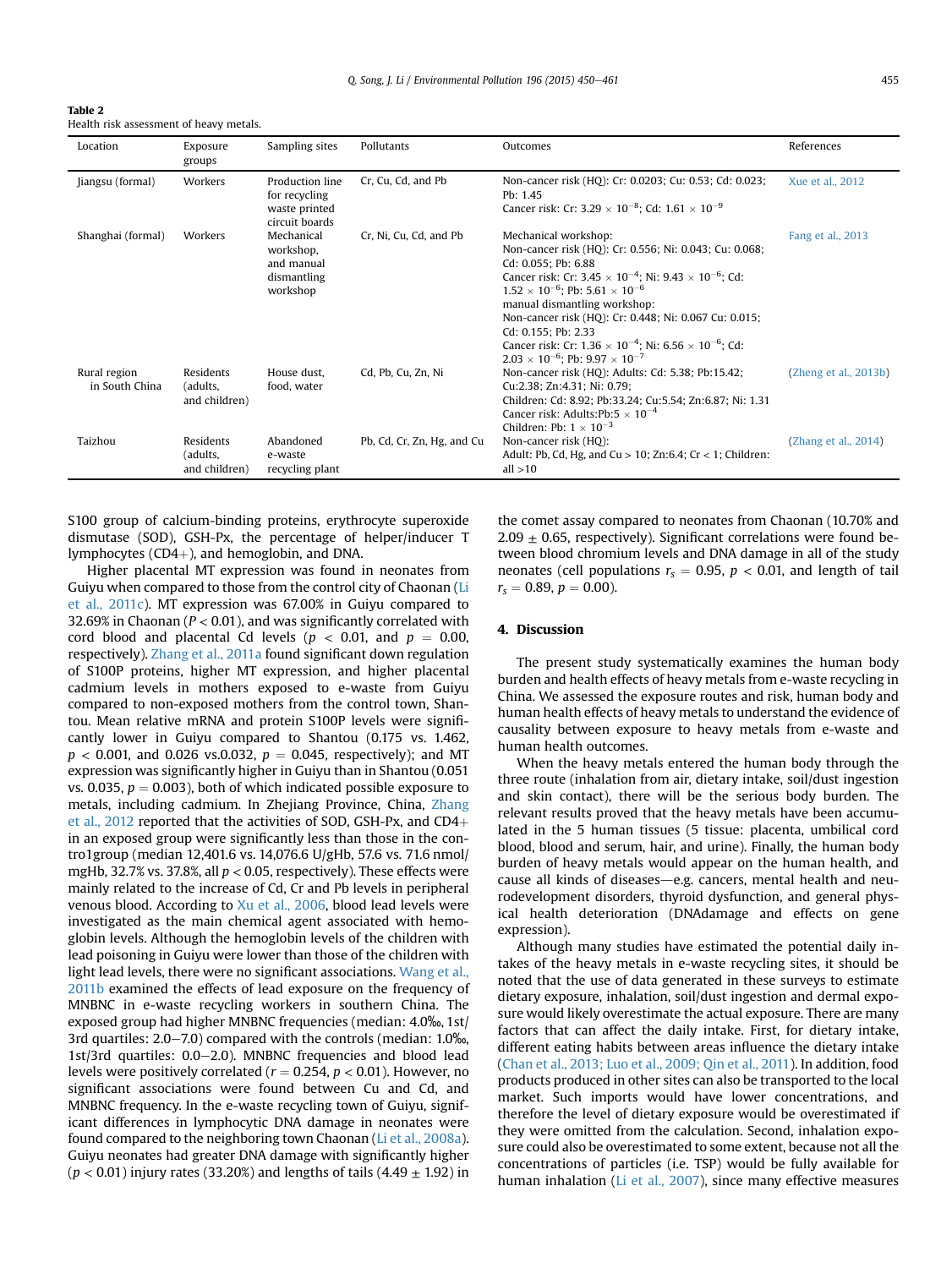**Table 2**
Health risk assessment of heavy metals.

| Location | Exposure groups | Sampling sites | Pollutants | Outcomes | References |
|---|---|---|---|---|---|
| Jiangsu (formal) | Workers | Production line for recycling waste printed circuit boards | Cr, Cu, Cd, and Pb | Non-cancer risk (HQ): Cr: 0.0203; Cu: 0.53; Cd: 0.023; Pb: 1.45<br>Cancer risk: Cr: $3.29 \times 10^{-8}$; Cd: $1.61 \times 10^{-9}$ | Xue et al., 2012 |
| Shanghai (formal) | Workers | Mechanical workshop, and manual dismantling workshop | Cr, Ni, Cu, Cd, and Pb | Mechanical workshop:<br>Non-cancer risk (HQ): Cr: 0.556; Ni: 0.043; Cu: 0.068; Cd: 0.055; Pb: 6.88<br>Cancer risk: Cr: $3.45 \times 10^{-4}$; Ni: $9.43 \times 10^{-6}$; Cd: $1.52 \times 10^{-6}$; Pb: $5.61 \times 10^{-6}$<br>manual dismantling workshop:<br>Non-cancer risk (HQ): Cr: 0.448; Ni: 0.067 Cu: 0.015; Cd: 0.155; Pb: 2.33<br>Cancer risk: Cr: $1.36 \times 10^{-4}$; Ni: $6.56 \times 10^{-6}$; Cd: $2.03 \times 10^{-6}$; Pb: $9.97 \times 10^{-7}$ | Fang et al., 2013 |
| Rural region in South China | Residents (adults, and children) | House dust, food, water | Cd, Pb, Cu, Zn, Ni | Non-cancer risk (HQ): Adults: Cd: 5.38; Pb:15.42; Cu:2.38; Zn:4.31; Ni: 0.79;<br>Children: Cd: 8.92; Pb:33.24; Cu:5.54; Zn:6.87; Ni: 1.31<br>Cancer risk: Adults:Pb:$5 \times 10^{-4}$<br>Children: Pb: $1 \times 10^{-3}$ | (Zheng et al., 2013b) |
| Taizhou | Residents (adults, and children) | Abandoned e-waste recycling plant | Pb, Cd, Cr, Zn, Hg, and Cu | Non-cancer risk (HQ):<br>Adult: Pb, Cd, Hg, and Cu > 10; Zn:6.4; Cr < 1; Children: all >10 | (Zhang et al., 2014) |

S100 group of calcium-binding proteins, erythrocyte superoxide dismutase (SOD), GSH-Px, the percentage of helper/inducer T lymphocytes (CD4+), and hemoglobin, and DNA.

Higher placental MT expression was found in neonates from Guiyu when compared to those from the control city of Chaonan (Li et al., 2011c). MT expression was 67.00% in Guiyu compared to 32.69% in Chaonan ($P < 0.01$), and was significantly correlated with cord blood and placental Cd levels ($p < 0.01$, and $p = 0.00$, respectively). Zhang et al., 2011a found significant down regulation of S100P proteins, higher MT expression, and higher placental cadmium levels in mothers exposed to e-waste from Guiyu compared to non-exposed mothers from the control town, Shantou. Mean relative mRNA and protein S100P levels were significantly lower in Guiyu compared to Shantou (0.175 vs. 1.462, $p < 0.001$, and 0.026 vs.0.032, $p = 0.045$, respectively); and MT expression was significantly higher in Guiyu than in Shantou (0.051 vs. 0.035, $p = 0.003$), both of which indicated possible exposure to metals, including cadmium. In Zhejiang Province, China, Zhang et al., 2012 reported that the activities of SOD, GSH-Px, and CD4+ in an exposed group were significantly less than those in the contro1group (median 12,401.6 vs. 14,076.6 U/gHb, 57.6 vs. 71.6 nmol/mgHb, 32.7% vs. 37.8%, all $p < 0.05$, respectively). These effects were mainly related to the increase of Cd, Cr and Pb levels in peripheral venous blood. According to Xu et al., 2006, blood lead levels were investigated as the main chemical agent associated with hemoglobin levels. Although the hemoglobin levels of the children with lead poisoning in Guiyu were lower than those of the children with light lead levels, there were no significant associations. Wang et al., 2011b examined the effects of lead exposure on the frequency of MNBNC in e-waste recycling workers in southern China. The exposed group had higher MNBNC frequencies (median: 4.0‰, 1st/3rd quartiles: 2.0–7.0) compared with the controls (median: 1.0‰, 1st/3rd quartiles: 0.0–2.0). MNBNC frequencies and blood lead levels were positively correlated ($r = 0.254$, $p < 0.01$). However, no significant associations were found between Cu and Cd, and MNBNC frequency. In the e-waste recycling town of Guiyu, significant differences in lymphocytic DNA damage in neonates were found compared to the neighboring town Chaonan (Li et al., 2008a). Guiyu neonates had greater DNA damage with significantly higher ($p < 0.01$) injury rates (33.20%) and lengths of tails ($4.49 \pm 1.92$) in the comet assay compared to neonates from Chaonan (10.70% and $2.09 \pm 0.65$, respectively). Significant correlations were found between blood chromium levels and DNA damage in all of the study neonates (cell populations $r_s = 0.95$, $p < 0.01$, and length of tail $r_s = 0.89$, $p = 0.00$).

## 4. Discussion

The present study systematically examines the human body burden and health effects of heavy metals from e-waste recycling in China. We assessed the exposure routes and risk, human body and human health effects of heavy metals to understand the evidence of causality between exposure to heavy metals from e-waste and human health outcomes.

When the heavy metals entered the human body through the three route (inhalation from air, dietary intake, soil/dust ingestion and skin contact), there will be the serious body burden. The relevant results proved that the heavy metals have been accumulated in the 5 human tissues (5 tissue: placenta, umbilical cord blood, blood and serum, hair, and urine). Finally, the human body burden of heavy metals would appear on the human health, and cause all kinds of diseases—e.g. cancers, mental health and neurodevelopment disorders, thyroid dysfunction, and general physical health deterioration (DNAdamage and effects on gene expression).

Although many studies have estimated the potential daily intakes of the heavy metals in e-waste recycling sites, it should be noted that the use of data generated in these surveys to estimate dietary exposure, inhalation, soil/dust ingestion and dermal exposure would likely overestimate the actual exposure. There are many factors that can affect the daily intake. First, for dietary intake, different eating habits between areas influence the dietary intake (Chan et al., 2013; Luo et al., 2009; Qin et al., 2011). In addition, food products produced in other sites can also be transported to the local market. Such imports would have lower concentrations, and therefore the level of dietary exposure would be overestimated if they were omitted from the calculation. Second, inhalation exposure could also be overestimated to some extent, because not all the concentrations of particles (i.e. TSP) would be fully available for human inhalation (Li et al., 2007), since many effective measures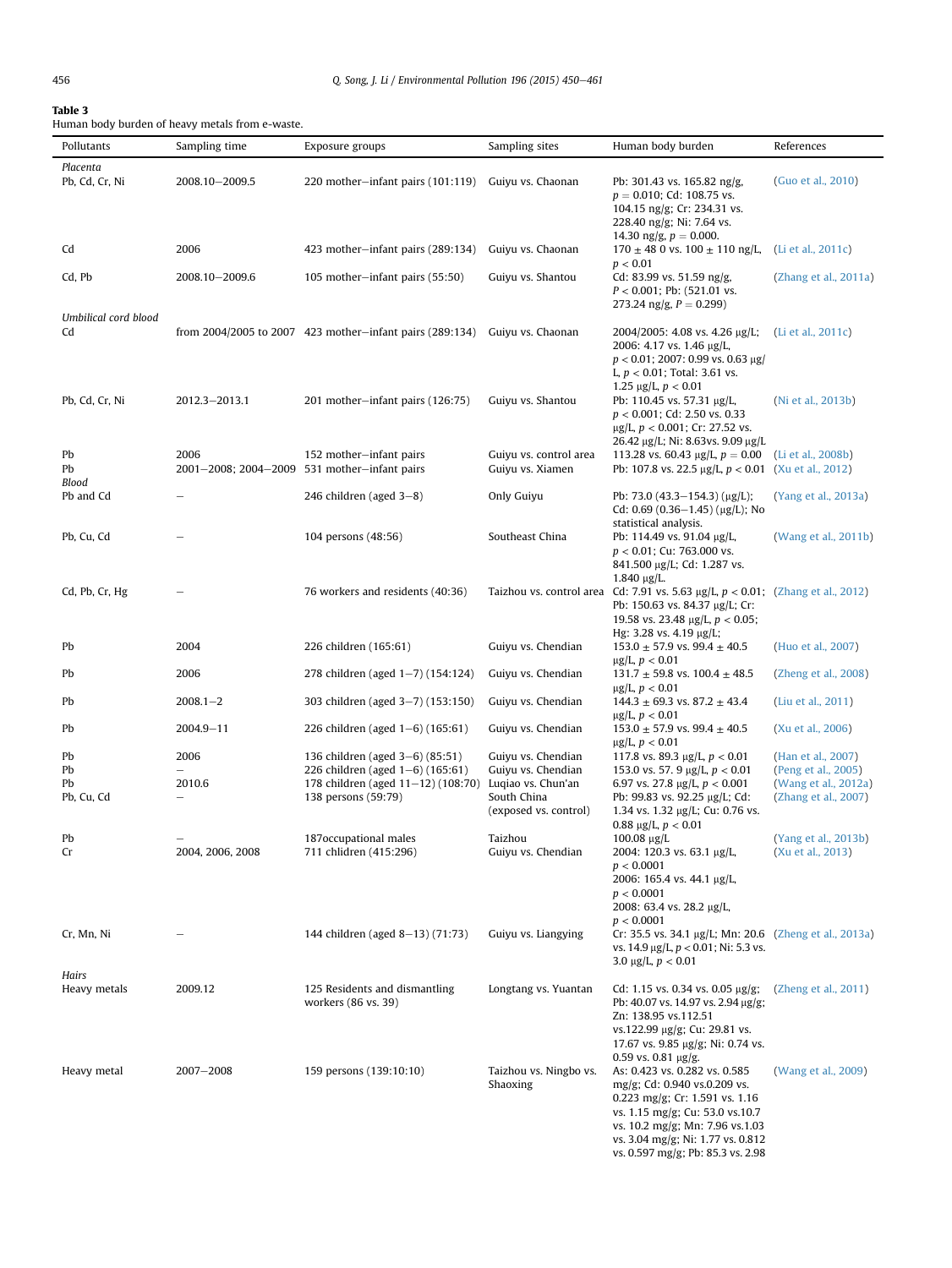**Table 3**
Human body burden of heavy metals from e-waste.

| Pollutants | Sampling time | Exposure groups | Sampling sites | Human body burden | References |
|---|---|---|---|---|---|
| *Placenta* | | | | | |
| Pb, Cd, Cr, Ni | 2008.10–2009.5 | 220 mother–infant pairs (101:119) | Guiyu vs. Chaonan | Pb: 301.43 vs. 165.82 ng/g, $p = 0.010$; Cd: 108.75 vs. 104.15 ng/g; Cr: 234.31 vs. 228.40 ng/g; Ni: 7.64 vs. 14.30 ng/g, $p = 0.000$. | (Guo et al., 2010) |
| Cd | 2006 | 423 mother–infant pairs (289:134) | Guiyu vs. Chaonan | 170 ± 48 0 vs. 100 ± 110 ng/L, $p < 0.01$ | (Li et al., 2011c) |
| Cd, Pb | 2008.10–2009.6 | 105 mother–infant pairs (55:50) | Guiyu vs. Shantou | Cd: 83.99 vs. 51.59 ng/g, $P < 0.001$; Pb: (521.01 vs. 273.24 ng/g, $P = 0.299$) | (Zhang et al., 2011a) |
| *Umbilical cord blood* | | | | | |
| Cd | from 2004/2005 to 2007 | 423 mother–infant pairs (289:134) | Guiyu vs. Chaonan | 2004/2005: 4.08 vs. 4.26 μg/L; 2006: 4.17 vs. 1.46 μg/L, $p < 0.01$; 2007: 0.99 vs. 0.63 μg/L, $p < 0.01$; Total: 3.61 vs. 1.25 μg/L, $p < 0.01$ | (Li et al., 2011c) |
| Pb, Cd, Cr, Ni | 2012.3–2013.1 | 201 mother–infant pairs (126:75) | Guiyu vs. Shantou | Pb: 110.45 vs. 57.31 μg/L, $p < 0.001$; Cd: 2.50 vs. 0.33 μg/L, $p < 0.001$; Cr: 27.52 vs. 26.42 μg/L; Ni: 8.63vs. 9.09 μg/L | (Ni et al., 2013b) |
| Pb | 2006 | 152 mother–infant pairs | Guiyu vs. control area | 113.28 vs. 60.43 μg/L, $p = 0.00$ | (Li et al., 2008b) |
| Pb | 2001–2008; 2004–2009 | 531 mother–infant pairs | Guiyu vs. Xiamen | Pb: 107.8 vs. 22.5 μg/L, $p < 0.01$ | (Xu et al., 2012) |
| *Blood* | | | | | |
| Pb and Cd | – | 246 children (aged 3–8) | Only Guiyu | Pb: 73.0 (43.3–154.3) (μg/L); Cd: 0.69 (0.36–1.45) (μg/L); No statistical analysis. | (Yang et al., 2013a) |
| Pb, Cu, Cd | – | 104 persons (48:56) | Southeast China | Pb: 114.49 vs. 91.04 μg/L, $p < 0.01$; Cu: 763.000 vs. 841.500 μg/L; Cd: 1.287 vs. 1.840 μg/L. | (Wang et al., 2011b) |
| Cd, Pb, Cr, Hg | – | 76 workers and residents (40:36) | Taizhou vs. control area | Cd: 7.91 vs. 5.63 μg/L, $p < 0.01$; Pb: 150.63 vs. 84.37 μg/L; Cr: 19.58 vs. 23.48 μg/L, $p < 0.05$; Hg: 3.28 vs. 4.19 μg/L; | (Zhang et al., 2012) |
| Pb | 2004 | 226 children (165:61) | Guiyu vs. Chendian | 153.0 ± 57.9 vs. 99.4 ± 40.5 μg/L, $p < 0.01$ | (Huo et al., 2007) |
| Pb | 2006 | 278 children (aged 1–7) (154:124) | Guiyu vs. Chendian | 131.7 ± 59.8 vs. 100.4 ± 48.5 μg/L, $p < 0.01$ | (Zheng et al., 2008) |
| Pb | 2008.1–2 | 303 children (aged 3–7) (153:150) | Guiyu vs. Chendian | 144.3 ± 69.3 vs. 87.2 ± 43.4 μg/L, $p < 0.01$ | (Liu et al., 2011) |
| Pb | 2004.9–11 | 226 children (aged 1–6) (165:61) | Guiyu vs. Chendian | 153.0 ± 57.9 vs. 99.4 ± 40.5 μg/L, $p < 0.01$ | (Xu et al., 2006) |
| Pb | 2006 | 136 children (aged 3–6) (85:51) | Guiyu vs. Chendian | 117.8 vs. 89.3 μg/L, $p < 0.01$ | (Han et al., 2007) |
| Pb | – | 226 children (aged 1–6) (165:61) | Guiyu vs. Chendian | 153.0 vs. 57. 9 μg/L, $p < 0.01$ | (Peng et al., 2005) |
| Pb | 2010.6 | 178 children (aged 11–12) (108:70) | Luqiao vs. Chun'an | 6.97 vs. 27.8 μg/L, $p < 0.001$ | (Wang et al., 2012a) |
| Pb, Cu, Cd | – | 138 persons (59:79) | South China (exposed vs. control) | Pb: 99.83 vs. 92.25 μg/L; Cd: 1.34 vs. 1.32 μg/L; Cu: 0.76 vs. 0.88 μg/L, $p < 0.01$ | (Zhang et al., 2007) |
| Pb | – | 187occupational males | Taizhou | 100.08 μg/L | (Yang et al., 2013b) |
| Cr | 2004, 2006, 2008 | 711 chlidren (415:296) | Guiyu vs. Chendian | 2004: 120.3 vs. 63.1 μg/L, $p < 0.0001$ 2006: 165.4 vs. 44.1 μg/L, $p < 0.0001$ 2008: 63.4 vs. 28.2 μg/L, $p < 0.0001$ | (Xu et al., 2013) |
| Cr, Mn, Ni | – | 144 children (aged 8–13) (71:73) | Guiyu vs. Liangying | Cr: 35.5 vs. 34.1 μg/L; Mn: 20.6 vs. 14.9 μg/L, $p < 0.01$; Ni: 5.3 vs. 3.0 μg/L, $p < 0.01$ | (Zheng et al., 2013a) |
| *Hairs* | | | | | |
| Heavy metals | 2009.12 | 125 Residents and dismantling workers (86 vs. 39) | Longtang vs. Yuantan | Cd: 1.15 vs. 0.34 vs. 0.05 μg/g; Pb: 40.07 vs. 14.97 vs. 2.94 μg/g; Zn: 138.95 vs.112.51 vs.122.99 μg/g; Cu: 29.81 vs. 17.67 vs. 9.85 μg/g; Ni: 0.74 vs. 0.59 vs. 0.81 μg/g. | (Zheng et al., 2011) |
| Heavy metal | 2007–2008 | 159 persons (139:10:10) | Taizhou vs. Ningbo vs. Shaoxing | As: 0.423 vs. 0.282 vs. 0.585 mg/g; Cd: 0.940 vs.0.209 vs. 0.223 mg/g; Cr: 1.591 vs. 1.16 vs. 1.15 mg/g; Cu: 53.0 vs.10.7 vs. 10.2 mg/g; Mn: 7.96 vs.1.03 vs. 3.04 mg/g; Ni: 1.77 vs. 0.812 vs. 0.597 mg/g; Pb: 85.3 vs. 2.98 | (Wang et al., 2009) |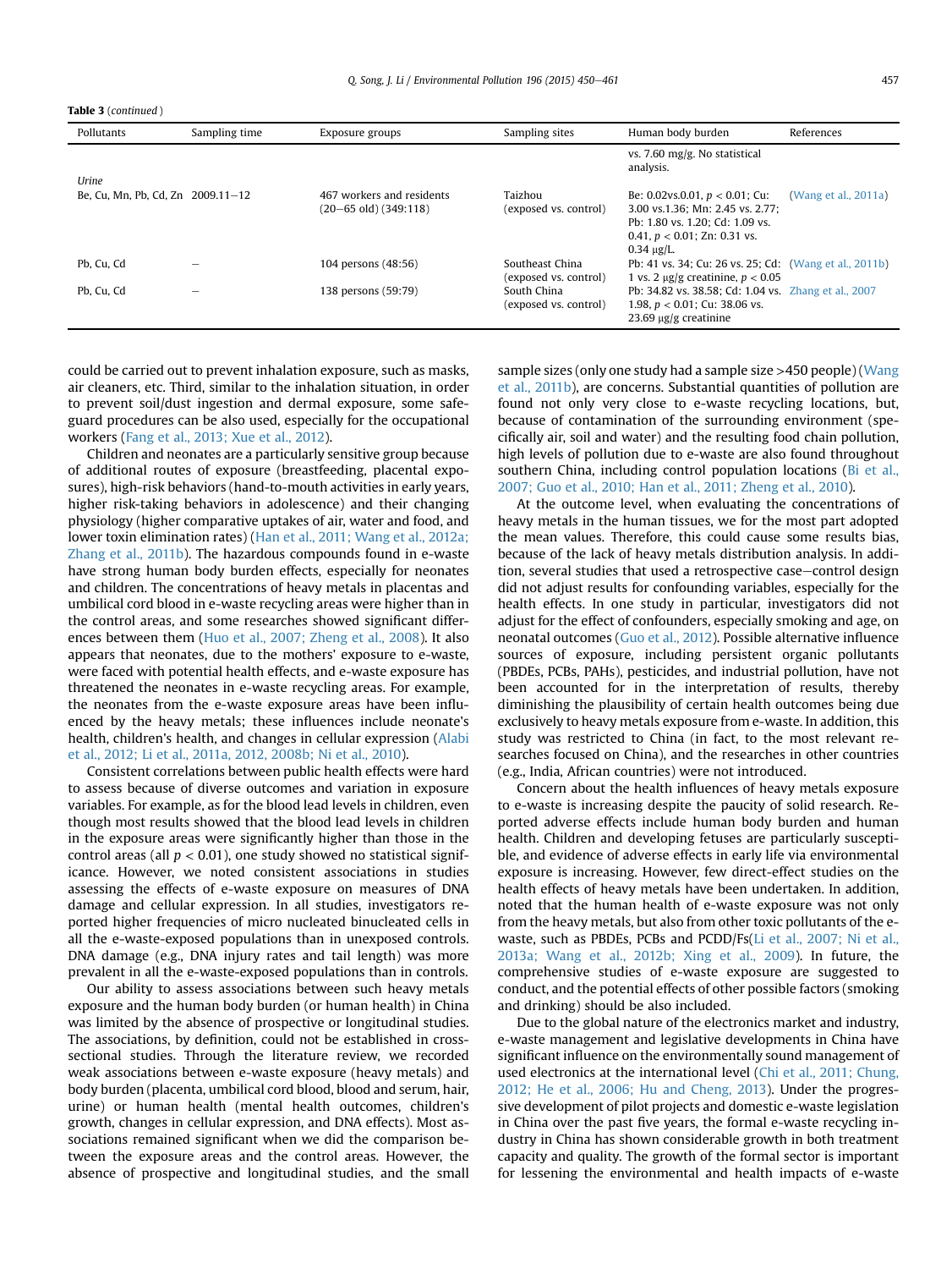Table 3 (continued)

| Pollutants | Sampling time | Exposure groups | Sampling sites | Human body burden | References |
|---|---|---|---|---|---|
| | | | | vs. 7.60 mg/g. No statistical analysis. | |
| *Urine* | | | | | |
| Be, Cu, Mn, Pb, Cd, Zn | 2009.11–12 | 467 workers and residents (20–65 old) (349:118) | Taizhou (exposed vs. control) | Be: 0.02vs.0.01, $p < 0.01$; Cu: 3.00 vs.1.36; Mn: 2.45 vs. 2.77; Pb: 1.80 vs. 1.20; Cd: 1.09 vs. 0.41, $p < 0.01$; Zn: 0.31 vs. 0.34 μg/L. | (Wang et al., 2011a) |
| Pb, Cu, Cd | – | 104 persons (48:56) | Southeast China (exposed vs. control) | Pb: 41 vs. 34; Cu: 26 vs. 25; Cd: 1 vs. 2 μg/g creatinine, $p < 0.05$ | (Wang et al., 2011b) |
| Pb, Cu, Cd | – | 138 persons (59:79) | South China (exposed vs. control) | Pb: 34.82 vs. 38.58; Cd: 1.04 vs. 1.98, $p < 0.01$; Cu: 38.06 vs. 23.69 μg/g creatinine | Zhang et al., 2007 |

could be carried out to prevent inhalation exposure, such as masks, air cleaners, etc. Third, similar to the inhalation situation, in order to prevent soil/dust ingestion and dermal exposure, some safeguard procedures can be also used, especially for the occupational workers (Fang et al., 2013; Xue et al., 2012).

Children and neonates are a particularly sensitive group because of additional routes of exposure (breastfeeding, placental exposures), high-risk behaviors (hand-to-mouth activities in early years, higher risk-taking behaviors in adolescence) and their changing physiology (higher comparative uptakes of air, water and food, and lower toxin elimination rates) (Han et al., 2011; Wang et al., 2012a; Zhang et al., 2011b). The hazardous compounds found in e-waste have strong human body burden effects, especially for neonates and children. The concentrations of heavy metals in placentas and umbilical cord blood in e-waste recycling areas were higher than in the control areas, and some researches showed significant differences between them (Huo et al., 2007; Zheng et al., 2008). It also appears that neonates, due to the mothers' exposure to e-waste, were faced with potential health effects, and e-waste exposure has threatened the neonates in e-waste recycling areas. For example, the neonates from the e-waste exposure areas have been influenced by the heavy metals; these influences include neonate's health, children's health, and changes in cellular expression (Alabi et al., 2012; Li et al., 2011a, 2012, 2008b; Ni et al., 2010).

Consistent correlations between public health effects were hard to assess because of diverse outcomes and variation in exposure variables. For example, as for the blood lead levels in children, even though most results showed that the blood lead levels in children in the exposure areas were significantly higher than those in the control areas (all $p < 0.01$), one study showed no statistical significance. However, we noted consistent associations in studies assessing the effects of e-waste exposure on measures of DNA damage and cellular expression. In all studies, investigators reported higher frequencies of micro nucleated binucleated cells in all the e-waste-exposed populations than in unexposed controls. DNA damage (e.g., DNA injury rates and tail length) was more prevalent in all the e-waste-exposed populations than in controls.

Our ability to assess associations between such heavy metals exposure and the human body burden (or human health) in China was limited by the absence of prospective or longitudinal studies. The associations, by definition, could not be established in cross-sectional studies. Through the literature review, we recorded weak associations between e-waste exposure (heavy metals) and body burden (placenta, umbilical cord blood, blood and serum, hair, urine) or human health (mental health outcomes, children's growth, changes in cellular expression, and DNA effects). Most associations remained significant when we did the comparison between the exposure areas and the control areas. However, the absence of prospective and longitudinal studies, and the small sample sizes (only one study had a sample size >450 people) (Wang et al., 2011b), are concerns. Substantial quantities of pollution are found not only very close to e-waste recycling locations, but, because of contamination of the surrounding environment (specifically air, soil and water) and the resulting food chain pollution, high levels of pollution due to e-waste are also found throughout southern China, including control population locations (Bi et al., 2007; Guo et al., 2010; Han et al., 2011; Zheng et al., 2010).

At the outcome level, when evaluating the concentrations of heavy metals in the human tissues, we for the most part adopted the mean values. Therefore, this could cause some results bias, because of the lack of heavy metals distribution analysis. In addition, several studies that used a retrospective case–control design did not adjust results for confounding variables, especially for the health effects. In one study in particular, investigators did not adjust for the effect of confounders, especially smoking and age, on neonatal outcomes (Guo et al., 2012). Possible alternative influence sources of exposure, including persistent organic pollutants (PBDEs, PCBs, PAHs), pesticides, and industrial pollution, have not been accounted for in the interpretation of results, thereby diminishing the plausibility of certain health outcomes being due exclusively to heavy metals exposure from e-waste. In addition, this study was restricted to China (in fact, to the most relevant researches focused on China), and the researches in other countries (e.g., India, African countries) were not introduced.

Concern about the health influences of heavy metals exposure to e-waste is increasing despite the paucity of solid research. Reported adverse effects include human body burden and human health. Children and developing fetuses are particularly susceptible, and evidence of adverse effects in early life via environmental exposure is increasing. However, few direct-effect studies on the health effects of heavy metals have been undertaken. In addition, noted that the human health of e-waste exposure was not only from the heavy metals, but also from other toxic pollutants of the e-waste, such as PBDEs, PCBs and PCDD/Fs(Li et al., 2007; Ni et al., 2013a; Wang et al., 2012b; Xing et al., 2009). In future, the comprehensive studies of e-waste exposure are suggested to conduct, and the potential effects of other possible factors (smoking and drinking) should be also included.

Due to the global nature of the electronics market and industry, e-waste management and legislative developments in China have significant influence on the environmentally sound management of used electronics at the international level (Chi et al., 2011; Chung, 2012; He et al., 2006; Hu and Cheng, 2013). Under the progressive development of pilot projects and domestic e-waste legislation in China over the past five years, the formal e-waste recycling industry in China has shown considerable growth in both treatment capacity and quality. The growth of the formal sector is important for lessening the environmental and health impacts of e-waste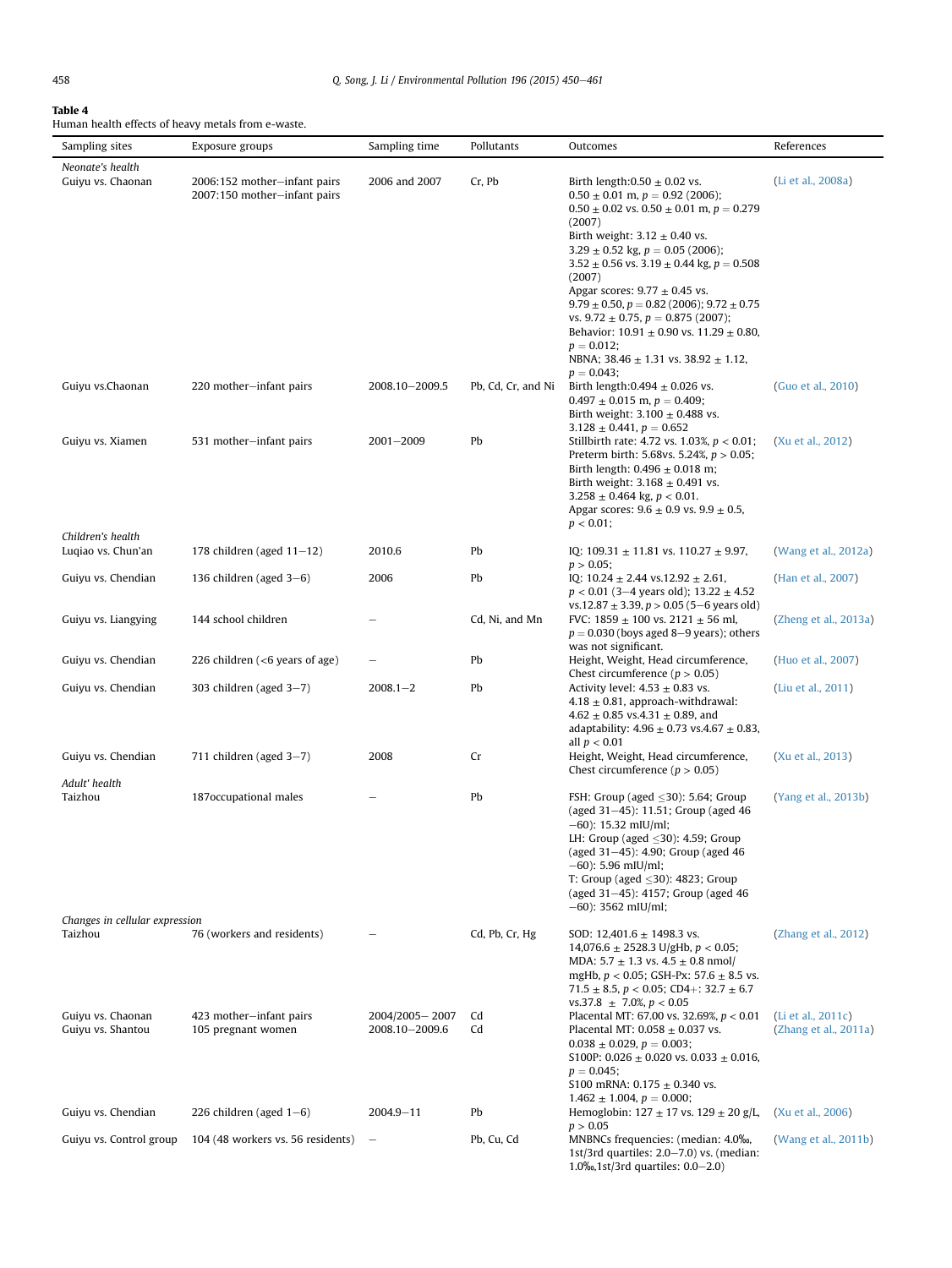**Table 4**
Human health effects of heavy metals from e-waste.

| Sampling sites | Exposure groups | Sampling time | Pollutants | Outcomes | References |
|---|---|---|---|---|---|
| *Neonate's health* | | | | | |
| Guiyu vs. Chaonan | 2006:152 mother–infant pairs 2007:150 mother–infant pairs | 2006 and 2007 | Cr, Pb | Birth length: $0.50 \pm 0.02$ vs. $0.50 \pm 0.01$ m, $p = 0.92$ (2006); $0.50 \pm 0.02$ vs. $0.50 \pm 0.01$ m, $p = 0.279$ (2007) Birth weight: $3.12 \pm 0.40$ vs. $3.29 \pm 0.52$ kg, $p = 0.05$ (2006); $3.52 \pm 0.56$ vs. $3.19 \pm 0.44$ kg, $p = 0.508$ (2007) Apgar scores: $9.77 \pm 0.45$ vs. $9.79 \pm 0.50$, $p = 0.82$ (2006); $9.72 \pm 0.75$ vs. $9.72 \pm 0.75$, $p = 0.875$ (2007); Behavior: $10.91 \pm 0.90$ vs. $11.29 \pm 0.80$, $p = 0.012$; NBNA; $38.46 \pm 1.31$ vs. $38.92 \pm 1.12$, $p = 0.043$; | (Li et al., 2008a) |
| Guiyu vs.Chaonan | 220 mother–infant pairs | 2008.10–2009.5 | Pb, Cd, Cr, and Ni | Birth length: $0.494 \pm 0.026$ vs. $0.497 \pm 0.015$ m, $p = 0.409$; Birth weight: $3.100 \pm 0.488$ vs. $3.128 \pm 0.441$, $p = 0.652$ | (Guo et al., 2010) |
| Guiyu vs. Xiamen | 531 mother–infant pairs | 2001–2009 | Pb | Stillbirth rate: 4.72 vs. 1.03%, $p < 0.01$; Preterm birth: 5.68%vs. 5.24%, $p > 0.05$; Birth length: $0.496 \pm 0.018$ m; Birth weight: $3.168 \pm 0.491$ vs. $3.258 \pm 0.464$ kg, $p < 0.01$. Apgar scores: $9.6 \pm 0.9$ vs. $9.9 \pm 0.5$, $p < 0.01$; | (Xu et al., 2012) |
| *Children's health* | | | | | |
| Luqiao vs. Chun'an | 178 children (aged 11–12) | 2010.6 | Pb | IQ: $109.31 \pm 11.81$ vs. $110.27 \pm 9.97$, $p > 0.05$; | (Wang et al., 2012a) |
| Guiyu vs. Chendian | 136 children (aged 3–6) | 2006 | Pb | IQ: $10.24 \pm 2.44$ vs.$12.92 \pm 2.61$, $p < 0.01$ (3–4 years old); $13.22 \pm 4.52$ vs.$12.87 \pm 3.39$, $p > 0.05$ (5–6 years old) | (Han et al., 2007) |
| Guiyu vs. Liangying | 144 school children | – | Cd, Ni, and Mn | FVC: $1859 \pm 100$ vs. $2121 \pm 56$ ml, $p = 0.030$ (boys aged 8–9 years); others was not significant. | (Zheng et al., 2013a) |
| Guiyu vs. Chendian | 226 children (<6 years of age) | – | Pb | Height, Weight, Head circumference, Chest circumference ($p > 0.05$) | (Huo et al., 2007) |
| Guiyu vs. Chendian | 303 children (aged 3–7) | 2008.1–2 | Pb | Activity level: $4.53 \pm 0.83$ vs. $4.18 \pm 0.81$, approach-withdrawal: $4.62 \pm 0.85$ vs.$4.31 \pm 0.89$, and adaptability: $4.96 \pm 0.73$ vs.$4.67 \pm 0.83$, all $p < 0.01$ | (Liu et al., 2011) |
| Guiyu vs. Chendian | 711 children (aged 3–7) | 2008 | Cr | Height, Weight, Head circumference, Chest circumference ($p > 0.05$) | (Xu et al., 2013) |
| *Adult' health* | | | | | |
| Taizhou | 187occupational males | – | Pb | FSH: Group (aged ≤30): 5.64; Group (aged 31–45): 11.51; Group (aged 46 –60): 15.32 mIU/ml; LH: Group (aged ≤30): 4.59; Group (aged 31–45): 4.90; Group (aged 46 –60): 5.96 mIU/ml; T: Group (aged ≤30): 4823; Group (aged 31–45): 4157; Group (aged 46 –60): 3562 mIU/ml; | (Yang et al., 2013b) |
| *Changes in cellular expression* | | | | | |
| Taizhou | 76 (workers and residents) | – | Cd, Pb, Cr, Hg | SOD: $12,401.6 \pm 1498.3$ vs. $14,076.6 \pm 2528.3$ U/gHb, $p < 0.05$; MDA: $5.7 \pm 1.3$ vs. $4.5 \pm 0.8$ nmol/mgHb, $p < 0.05$; GSH-Px: $57.6 \pm 8.5$ vs. $71.5 \pm 8.5$, $p < 0.05$; CD4+: $32.7 \pm 6.7$ vs.$37.8 \pm 7.0$%, $p < 0.05$ | (Zhang et al., 2012) |
| Guiyu vs. Chaonan | 423 mother–infant pairs | 2004/2005– 2007 | Cd | Placental MT: 67.00 vs. 32.69%, $p < 0.01$ | (Li et al., 2011c) |
| Guiyu vs. Shantou | 105 pregnant women | 2008.10–2009.6 | Cd | Placental MT: $0.058 \pm 0.037$ vs. $0.038 \pm 0.029$, $p = 0.003$; S100P: $0.026 \pm 0.020$ vs. $0.033 \pm 0.016$, $p = 0.045$; S100 mRNA: $0.175 \pm 0.340$ vs. $1.462 \pm 1.004$, $p = 0.000$; | (Zhang et al., 2011a) |
| Guiyu vs. Chendian | 226 children (aged 1–6) | 2004.9–11 | Pb | Hemoglobin: $127 \pm 17$ vs. $129 \pm 20$ g/L, $p > 0.05$ | (Xu et al., 2006) |
| Guiyu vs. Control group | 104 (48 workers vs. 56 residents) | – | Pb, Cu, Cd | MNBNCs frequencies: (median: 4.0‰, 1st/3rd quartiles: 2.0–7.0) vs. (median: 1.0‰,1st/3rd quartiles: 0.0–2.0) | (Wang et al., 2011b) |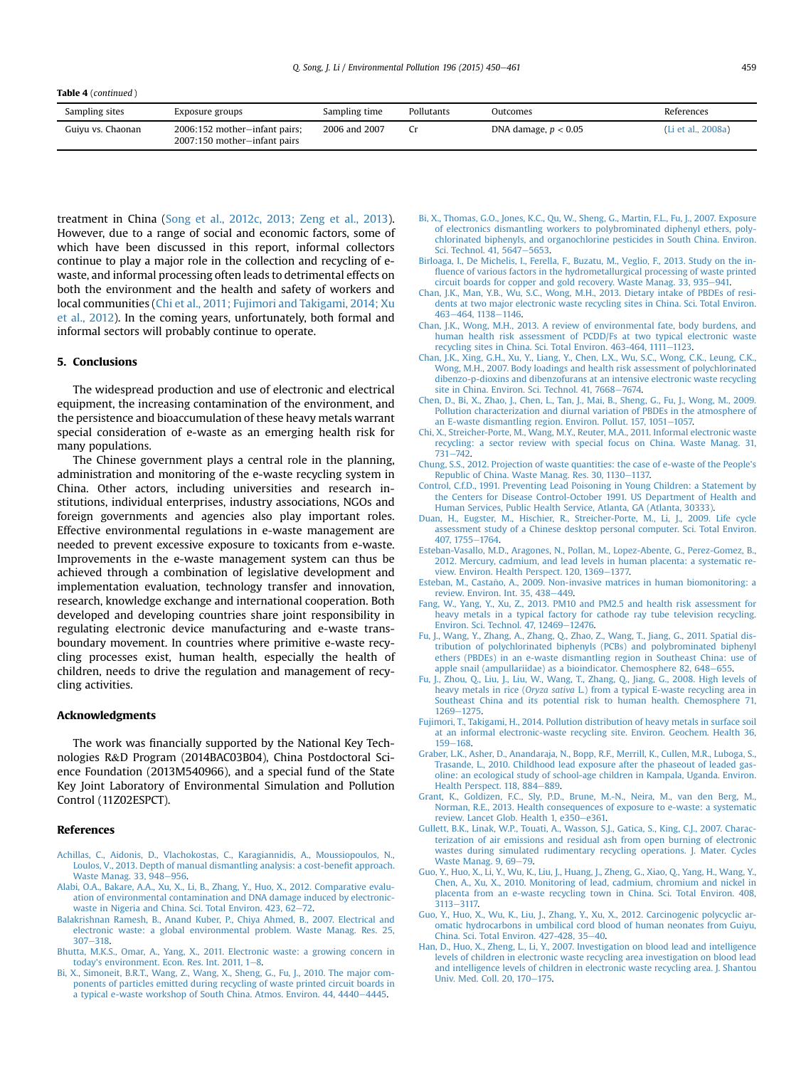Table 4 (continued)

| Sampling sites | Exposure groups | Sampling time | Pollutants | Outcomes | References |
|---|---|---|---|---|---|
| Guiyu vs. Chaonan | 2006:152 mother–infant pairs; 2007:150 mother–infant pairs | 2006 and 2007 | Cr | DNA damage, $p < 0.05$ | (Li et al., 2008a) |

treatment in China (Song et al., 2012c, 2013; Zeng et al., 2013). However, due to a range of social and economic factors, some of which have been discussed in this report, informal collectors continue to play a major role in the collection and recycling of e-waste, and informal processing often leads to detrimental effects on both the environment and the health and safety of workers and local communities (Chi et al., 2011; Fujimori and Takigami, 2014; Xu et al., 2012). In the coming years, unfortunately, both formal and informal sectors will probably continue to operate.

## 5. Conclusions

The widespread production and use of electronic and electrical equipment, the increasing contamination of the environment, and the persistence and bioaccumulation of these heavy metals warrant special consideration of e-waste as an emerging health risk for many populations.

The Chinese government plays a central role in the planning, administration and monitoring of the e-waste recycling system in China. Other actors, including universities and research institutions, individual enterprises, industry associations, NGOs and foreign governments and agencies also play important roles. Effective environmental regulations in e-waste management are needed to prevent excessive exposure to toxicants from e-waste. Improvements in the e-waste management system can thus be achieved through a combination of legislative development and implementation evaluation, technology transfer and innovation, research, knowledge exchange and international cooperation. Both developed and developing countries share joint responsibility in regulating electronic device manufacturing and e-waste trans-boundary movement. In countries where primitive e-waste recycling processes exist, human health, especially the health of children, needs to drive the regulation and management of recycling activities.

## Acknowledgments

The work was financially supported by the National Key Technologies R&D Program (2014BAC03B04), China Postdoctoral Science Foundation (2013M540966), and a special fund of the State Key Joint Laboratory of Environmental Simulation and Pollution Control (11Z02ESPCT).

## References

Achillas, C., Aidonis, D., Vlachokostas, C., Karagiannidis, A., Moussiopoulos, N., Loulos, V., 2013. Depth of manual dismantling analysis: a cost-benefit approach. Waste Manag. 33, 948–956.

Alabi, O.A., Bakare, A.A., Xu, X., Li, B., Zhang, Y., Huo, X., 2012. Comparative evaluation of environmental contamination and DNA damage induced by electronic-waste in Nigeria and China. Sci. Total Environ. 423, 62–72.

Balakrishnan Ramesh, B., Anand Kuber, P., Chiya Ahmed, B., 2007. Electrical and electronic waste: a global environmental problem. Waste Manag. Res. 25, 307–318.

Bhutta, M.K.S., Omar, A., Yang, X., 2011. Electronic waste: a growing concern in today's environment. Econ. Res. Int. 2011, 1–8.

Bi, X., Simoneit, B.R.T., Wang, Z., Wang, X., Sheng, G., Fu, J., 2010. The major components of particles emitted during recycling of waste printed circuit boards in a typical e-waste workshop of South China. Atmos. Environ. 44, 4440–4445.

Bi, X., Thomas, G.O., Jones, K.C., Qu, W., Sheng, G., Martin, F.L., Fu, J., 2007. Exposure of electronics dismantling workers to polybrominated diphenyl ethers, polychlorinated biphenyls, and organochlorine pesticides in South China. Environ. Sci. Technol. 41, 5647–5653.

Birloaga, I., De Michelis, I., Ferella, F., Buzatu, M., Veglio, F., 2013. Study on the influence of various factors in the hydrometallurgical processing of waste printed circuit boards for copper and gold recovery. Waste Manag. 33, 935–941.

Chan, J.K., Man, Y.B., Wu, S.C., Wong, M.H., 2013. Dietary intake of PBDEs of residents at two major electronic waste recycling sites in China. Sci. Total Environ. 463–464, 1138–1146.

Chan, J.K., Wong, M.H., 2013. A review of environmental fate, body burdens, and human health risk assessment of PCDD/Fs at two typical electronic waste recycling sites in China. Sci. Total Environ. 463-464, 1111–1123.

Chan, J.K., Xing, G.H., Xu, Y., Liang, Y., Chen, L.X., Wu, S.C., Wong, C.K., Leung, C.K., Wong, M.H., 2007. Body loadings and health risk assessment of polychlorinated dibenzo-p-dioxins and dibenzofurans at an intensive electronic waste recycling site in China. Environ. Sci. Technol. 41, 7668–7674.

Chen, D., Bi, X., Zhao, J., Chen, L., Tan, J., Mai, B., Sheng, G., Fu, J., Wong, M., 2009. Pollution characterization and diurnal variation of PBDEs in the atmosphere of an E-waste dismantling region. Environ. Pollut. 157, 1051–1057.

Chi, X., Streicher-Porte, M., Wang, M.Y., Reuter, M.A., 2011. Informal electronic waste recycling: a sector review with special focus on China. Waste Manag. 31, 731–742.

Chung, S.S., 2012. Projection of waste quantities: the case of e-waste of the People's Republic of China. Waste Manag. Res. 30, 1130–1137.

Control, C.f.D., 1991. Preventing Lead Poisoning in Young Children: a Statement by the Centers for Disease Control-October 1991. US Department of Health and Human Services, Public Health Service, Atlanta, GA (Atlanta, 30333).

Duan, H., Eugster, M., Hischier, R., Streicher-Porte, M., Li, J., 2009. Life cycle assessment study of a Chinese desktop personal computer. Sci. Total Environ. 407, 1755–1764.

Esteban-Vasallo, M.D., Aragones, N., Pollan, M., Lopez-Abente, G., Perez-Gomez, B., 2012. Mercury, cadmium, and lead levels in human placenta: a systematic review. Environ. Health Perspect. 120, 1369–1377.

Esteban, M., Castaño, A., 2009. Non-invasive matrices in human biomonitoring: a review. Environ. Int. 35, 438–449.

Fang, W., Yang, Y., Xu, Z., 2013. PM10 and PM2.5 and health risk assessment for heavy metals in a typical factory for cathode ray tube television recycling. Environ. Sci. Technol. 47, 12469–12476.

Fu, J., Wang, Y., Zhang, A., Zhang, Q., Zhao, Z., Wang, T., Jiang, G., 2011. Spatial distribution of polychlorinated biphenyls (PCBs) and polybrominated biphenyl ethers (PBDEs) in an e-waste dismantling region in Southeast China: use of apple snail (ampullariidae) as a bioindicator. Chemosphere 82, 648–655.

Fu, J., Zhou, Q., Liu, J., Liu, W., Wang, T., Zhang, Q., Jiang, G., 2008. High levels of heavy metals in rice (*Oryza sativa* L.) from a typical E-waste recycling area in Southeast China and its potential risk to human health. Chemosphere 71, 1269–1275.

Fujimori, T., Takigami, H., 2014. Pollution distribution of heavy metals in surface soil at an informal electronic-waste recycling site. Environ. Geochem. Health 36, 159–168.

Graber, L.K., Asher, D., Anandaraja, N., Bopp, R.F., Merrill, K., Cullen, M.R., Luboga, S., Trasande, L., 2010. Childhood lead exposure after the phaseout of leaded gasoline: an ecological study of school-age children in Kampala, Uganda. Environ. Health Perspect. 118, 884–889.

Grant, K., Goldizen, F.C., Sly, P.D., Brune, M.-N., Neira, M., van den Berg, M., Norman, R.E., 2013. Health consequences of exposure to e-waste: a systematic review. Lancet Glob. Health 1, e350–e361.

Gullett, B.K., Linak, W.P., Touati, A., Wasson, S.J., Gatica, S., King, C.J., 2007. Characterization of air emissions and residual ash from open burning of electronic wastes during simulated rudimentary recycling operations. J. Mater. Cycles Waste Manag. 9, 69–79.

Guo, Y., Huo, X., Li, Y., Wu, K., Liu, J., Huang, J., Zheng, G., Xiao, Q., Yang, H., Wang, Y., Chen, A., Xu, X., 2010. Monitoring of lead, cadmium, chromium and nickel in placenta from an e-waste recycling town in China. Sci. Total Environ. 408, 3113–3117.

Guo, Y., Huo, X., Wu, K., Liu, J., Zhang, Y., Xu, X., 2012. Carcinogenic polycyclic aromatic hydrocarbons in umbilical cord blood of human neonates from Guiyu, China. Sci. Total Environ. 427-428, 35–40.

Han, D., Huo, X., Zheng, L., Li, Y., 2007. Investigation on blood lead and intelligence levels of children in electronic waste recycling area investigation on blood lead and intelligence levels of children in electronic waste recycling area. J. Shantou Univ. Med. Coll. 20, 170–175.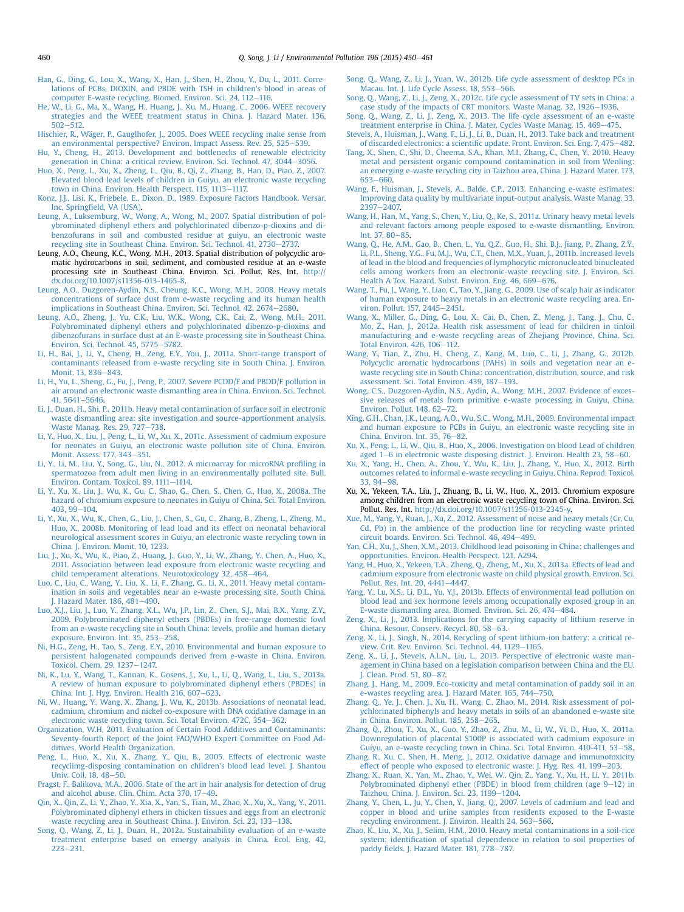Han, G., Ding, G., Lou, X., Wang, X., Han, J., Shen, H., Zhou, Y., Du, L., 2011. Correlations of PCBs, DIOXIN, and PBDE with TSH in children's blood in areas of computer E-waste recycling. Biomed. Environ. Sci. 24, 112–116.

He, W., Li, G., Ma, X., Wang, H., Huang, J., Xu, M., Huang, C., 2006. WEEE recovery strategies and the WEEE treatment status in China. J. Hazard Mater. 136, 502–512.

Hischier, R., Wäger, P., Gauglhofer, J., 2005. Does WEEE recycling make sense from an environmental perspective? Environ. Impact Assess. Rev. 25, 525–539.

Hu, Y., Cheng, H., 2013. Development and bottlenecks of renewable electricity generation in China: a critical review. Environ. Sci. Technol. 47, 3044–3056.

Huo, X., Peng, L., Xu, X., Zheng, L., Qiu, B., Qi, Z., Zhang, B., Han, D., Piao, Z., 2007. Elevated blood lead levels of children in Guiyu, an electronic waste recycling town in China. Environ. Health Perspect. 115, 1113–1117.

Konz, J.J., Lisi, K., Friebele, E., Dixon, D., 1989. Exposure Factors Handbook. Versar, Inc, Springfield, VA (USA).

Leung, A., Luksemburg, W., Wong, A., Wong, M., 2007. Spatial distribution of polybrominated diphenyl ethers and polychlorinated dibenzo-p-dioxins and dibenzofurans in soil and combusted residue at guiyu, an electronic waste recycling site in Southeast China. Environ. Sci. Technol. 41, 2730–2737.

Leung, A.O., Cheung, K.C., Wong, M.H., 2013. Spatial distribution of polycyclic aromatic hydrocarbons in soil, sediment, and combusted residue at an e-waste processing site in Southeast China. Environ. Sci. Pollut. Res. Int. http://dx.doi.org/10.1007/s11356-013-1465-8.

Leung, A.O., Duzgoren-Aydin, N.S., Cheung, K.C., Wong, M.H., 2008. Heavy metals concentrations of surface dust from e-waste recycling and its human health implications in Southeast China. Environ. Sci. Technol. 42, 2674–2680.

Leung, A.O., Zheng, J., Yu, C.K., Liu, W.K., Wong, C.K., Cai, Z., Wong, M.H., 2011. Polybrominated diphenyl ethers and polychlorinated dibenzo-p-dioxins and dibenzofurans in surface dust at an E-waste processing site in Southeast China. Environ. Sci. Technol. 45, 5775–5782.

Li, H., Bai, J., Li, Y., Cheng, H., Zeng, E.Y., You, J., 2011a. Short-range transport of contaminants released from e-waste recycling site in South China. J. Environ. Monit. 13, 836–843.

Li, H., Yu, L., Sheng, G., Fu, J., Peng, P., 2007. Severe PCDD/F and PBDD/F pollution in air around an electronic waste dismantling area in China. Environ. Sci. Technol. 41, 5641–5646.

Li, J., Duan, H., Shi, P., 2011b. Heavy metal contamination of surface soil in electronic waste dismantling area: site investigation and source-apportionment analysis. Waste Manag. Res. 29, 727–738.

Li, Y., Huo, X., Liu, J., Peng, L., Li, W., Xu, X., 2011c. Assessment of cadmium exposure for neonates in Guiyu, an electronic waste pollution site of China. Environ. Monit. Assess. 177, 343–351.

Li, Y., Li, M., Liu, Y., Song, G., Liu, N., 2012. A microarray for microRNA profiling in spermatozoa from adult men living in an environmentally polluted site. Bull. Environ. Contam. Toxicol. 89, 1111–1114.

Li, Y., Xu, X., Liu, J., Wu, K., Gu, C., Shao, G., Chen, S., Chen, G., Huo, X., 2008a. The hazard of chromium exposure to neonates in Guiyu of China. Sci. Total Environ. 403, 99–104.

Li, Y., Xu, X., Wu, K., Chen, G., Liu, J., Chen, S., Gu, C., Zhang, B., Zheng, L., Zheng, M., Huo, X., 2008b. Monitoring of lead load and its effect on neonatal behavioral neurological assessment scores in Guiyu, an electronic waste recycling town in China. J. Environ. Monit. 10, 1233.

Liu, J., Xu, X., Wu, K., Piao, Z., Huang, J., Guo, Y., Li, W., Zhang, Y., Chen, A., Huo, X., 2011. Association between lead exposure from electronic waste recycling and child temperament alterations. Neurotoxicology 32, 458–464.

Luo, C., Liu, C., Wang, Y., Liu, X., Li, F., Zhang, G., Li, X., 2011. Heavy metal contamination in soils and vegetables near an e-waste processing site, South China. J. Hazard Mater. 186, 481–490.

Luo, X.J., Liu, J., Luo, Y., Zhang, X.L., Wu, J.P., Lin, Z., Chen, S.J., Mai, B.X., Yang, Z.Y., 2009. Polybrominated diphenyl ethers (PBDEs) in free-range domestic fowl from an e-waste recycling site in South China: levels, profile and human dietary exposure. Environ. Int. 35, 253–258.

Ni, H.G., Zeng, H., Tao, S., Zeng, E.Y., 2010. Environmental and human exposure to persistent halogenated compounds derived from e-waste in China. Environ. Toxicol. Chem. 29, 1237–1247.

Ni, K., Lu, Y., Wang, T., Kannan, K., Gosens, J., Xu, L., Li, Q., Wang, L., Liu, S., 2013a. A review of human exposure to polybrominated diphenyl ethers (PBDEs) in China. Int. J. Hyg. Environ. Health 216, 607–623.

Ni, W., Huang, Y., Wang, X., Zhang, J., Wu, K., 2013b. Associations of neonatal lead, cadmium, chromium and nickel co-exposure with DNA oxidative damage in an electronic waste recycling town. Sci. Total Environ. 472C, 354–362.

Organization, W.H, 2011. Evaluation of Certain Food Additives and Contaminants: Seventy-fourth Report of the Joint FAO/WHO Expert Committee on Food Additives. World Health Organization.

Peng, L., Huo, X., Xu, X., Zhang, Y., Qiu, B., 2005. Effects of electronic waste recyclimg-disposing contamination on children's blood lead level. J. Shantou Univ. Coll. 18, 48–50.

Pragst, F., Balikova, M.A., 2006. State of the art in hair analysis for detection of drug and alcohol abuse. Clin. Chim. Acta 370, 17–49.

Qin, X., Qin, Z., Li, Y., Zhao, Y., Xia, X., Yan, S., Tian, M., Zhao, X., Xu, X., Yang, Y., 2011. Polybrominated diphenyl ethers in chicken tissues and eggs from an electronic waste recycling area in Southeast China. J. Environ. Sci. 23, 133–138.

Song, Q., Wang, Z., Li, J., Duan, H., 2012a. Sustainability evaluation of an e-waste treatment enterprise based on emergy analysis in China. Ecol. Eng. 42, 223–231.

Song, Q., Wang, Z., Li, J., Yuan, W., 2012b. Life cycle assessment of desktop PCs in Macau. Int. J. Life Cycle Assess. 18, 553–566.

Song, Q., Wang, Z., Li, J., Zeng, X., 2012c. Life cycle assessment of TV sets in China: a case study of the impacts of CRT monitors. Waste Manag. 32, 1926–1936.

Song, Q., Wang, Z., Li, J., Zeng, X., 2013. The life cycle assessment of an e-waste treatment enterprise in China. J. Mater. Cycles Waste Manag. 15, 469–475.

Stevels, A., Huisman, J., Wang, F., Li, J., Li, B., Duan, H., 2013. Take back and treatment of discarded electronics: a scientific update. Front. Environ. Sci. Eng. 7, 475–482.

Tang, X., Shen, C., Shi, D., Cheema, S.A., Khan, M.I., Zhang, C., Chen, Y., 2010. Heavy metal and persistent organic compound contamination in soil from Wenling: an emerging e-waste recycling city in Taizhou area, China. J. Hazard Mater. 173, 653–660.

Wang, F., Huisman, J., Stevels, A., Balde, C.P., 2013. Enhancing e-waste estimates: Improving data quality by multivariate input-output analysis. Waste Manag. 33, 2397–2407.

Wang, H., Han, M., Yang, S., Chen, Y., Liu, Q., Ke, S., 2011a. Urinary heavy metal levels and relevant factors among people exposed to e-waste dismantling. Environ. Int. 37, 80–85.

Wang, Q., He, A.M., Gao, B., Chen, L., Yu, Q.Z., Guo, H., Shi, B.J., Jiang, P., Zhang, Z.Y., Li, P.L., Sheng, Y.G., Fu, M.J., Wu, C.T., Chen, M.X., Yuan, J., 2011b. Increased levels of lead in the blood and frequencies of lymphocytic micronucleated binucleated cells among workers from an electronic-waste recycling site. J. Environ. Sci. Health A Tox. Hazard. Subst. Environ. Eng. 46, 669–676.

Wang, T., Fu, J., Wang, Y., Liao, C., Tao, Y., Jiang, G., 2009. Use of scalp hair as indicator of human exposure to heavy metals in an electronic waste recycling area. Environ. Pollut. 157, 2445–2451.

Wang, X., Miller, G., Ding, G., Lou, X., Cai, D., Chen, Z., Meng, J., Tang, J., Chu, C., Mo, Z., Han, J., 2012a. Health risk assessment of lead for children in tinfoil manufacturing and e-waste recycling areas of Zhejiang Province, China. Sci. Total Environ. 426, 106–112.

Wang, Y., Tian, Z., Zhu, H., Cheng, Z., Kang, M., Luo, C., Li, J., Zhang, G., 2012b. Polycyclic aromatic hydrocarbons (PAHs) in soils and vegetation near an e-waste recycling site in South China: concentration, distribution, source, and risk assessment. Sci. Total Environ. 439, 187–193.

Wong, C.S., Duzgoren-Aydin, N.S., Aydin, A., Wong, M.H., 2007. Evidence of excessive releases of metals from primitive e-waste processing in Guiyu, China. Environ. Pollut. 148, 62–72.

Xing, G.H., Chan, J.K., Leung, A.O., Wu, S.C., Wong, M.H., 2009. Environmental impact and human exposure to PCBs in Guiyu, an electronic waste recycling site in China. Environ. Int. 35, 76–82.

Xu, X., Peng, L., Li, W., Qiu, B., Huo, X., 2006. Investigation on blood Lead of children aged 1–6 in electronic waste disposing district. J. Environ. Health 23, 58–60.

Xu, X., Yang, H., Chen, A., Zhou, Y., Wu, K., Liu, J., Zhang, Y., Huo, X., 2012. Birth outcomes related to informal e-waste recycling in Guiyu, China. Reprod. Toxicol. 33, 94–98.

Xu, X., Yekeen, T.A., Liu, J., Zhuang, B., Li, W., Huo, X., 2013. Chromium exposure among children from an electronic waste recycling town of China. Environ. Sci. Pollut. Res. Int. http://dx.doi.org/10.1007/s11356-013-2345-y.

Xue, M., Yang, Y., Ruan, J., Xu, Z., 2012. Assessment of noise and heavy metals (Cr, Cu, Cd, Pb) in the ambience of the production line for recycling waste printed circuit boards. Environ. Sci. Technol. 46, 494–499.

Yan, C.H., Xu, J., Shen, X.M., 2013. Childhood lead poisoning in China: challenges and opportunities. Environ. Health Perspect. 121, A294.

Yang, H., Huo, X., Yekeen, T.A., Zheng, Q., Zheng, M., Xu, X., 2013a. Effects of lead and cadmium exposure from electronic waste on child physical growth. Environ. Sci. Pollut. Res. Int. 20, 4441–4447.

Yang, Y., Lu, X.S., Li, D.L., Yu, Y.J., 2013b. Effects of environmental lead pollution on blood lead and sex hormone levels among occupationally exposed group in an E-waste dismantling area. Biomed. Environ. Sci. 26, 474–484.

Zeng, X., Li, J., 2013. Implications for the carrying capacity of lithium reserve in China. Resour. Conserv. Recycl. 80, 58–63.

Zeng, X., Li, J., Singh, N., 2014. Recycling of spent lithium-ion battery: a critical review. Crit. Rev. Environ. Sci. Technol. 44, 1129–1165.

Zeng, X., Li, J., Stevels, A.L.N., Liu, L., 2013. Perspective of electronic waste management in China based on a legislation comparison between China and the EU. J. Clean. Prod. 51, 80–87.

Zhang, J., Hang, M., 2009. Eco-toxicity and metal contamination of paddy soil in an e-wastes recycling area. J. Hazard Mater. 165, 744–750.

Zhang, Q., Ye, J., Chen, J., Xu, H., Wang, C., Zhao, M., 2014. Risk assessment of polychlorinated biphenyls and heavy metals in soils of an abandoned e-waste site in China. Environ. Pollut. 185, 258–265.

Zhang, Q., Zhou, T., Xu, X., Guo, Y., Zhao, Z., Zhu, M., Li, W., Yi, D., Huo, X., 2011a. Downregulation of placental S100P is associated with cadmium exposure in Guiyu, an e-waste recycling town in China. Sci. Total Environ. 410-411, 53–58.

Zhang, R., Xu, C., Shen, H., Meng, J., 2012. Oxidative damage and immunotoxicity effect of people who exposed to electronic waste. J. Hyg. Res. 41, 199–203.

Zhang, X., Ruan, X., Yan, M., Zhao, Y., Wei, W., Qin, Z., Yang, Y., Xu, H., Li, Y., 2011b. Polybrominated diphenyl ether (PBDE) in blood from children (age 9–12) in Taizhou, China. J. Environ. Sci. 23, 1199–1204.

Zhang, Y., Chen, L., Ju, Y., Chen, Y., Jiang, Q., 2007. Levels of cadmium and lead and copper in blood and urine samples from residents exposed to the E-waste recycling environment. J. Environ. Health 24, 563–566.

Zhao, K., Liu, X., Xu, J., Selim, H.M., 2010. Heavy metal contaminations in a soil-rice system: identification of spatial dependence in relation to soil properties of paddy fields. J. Hazard Mater. 181, 778–787.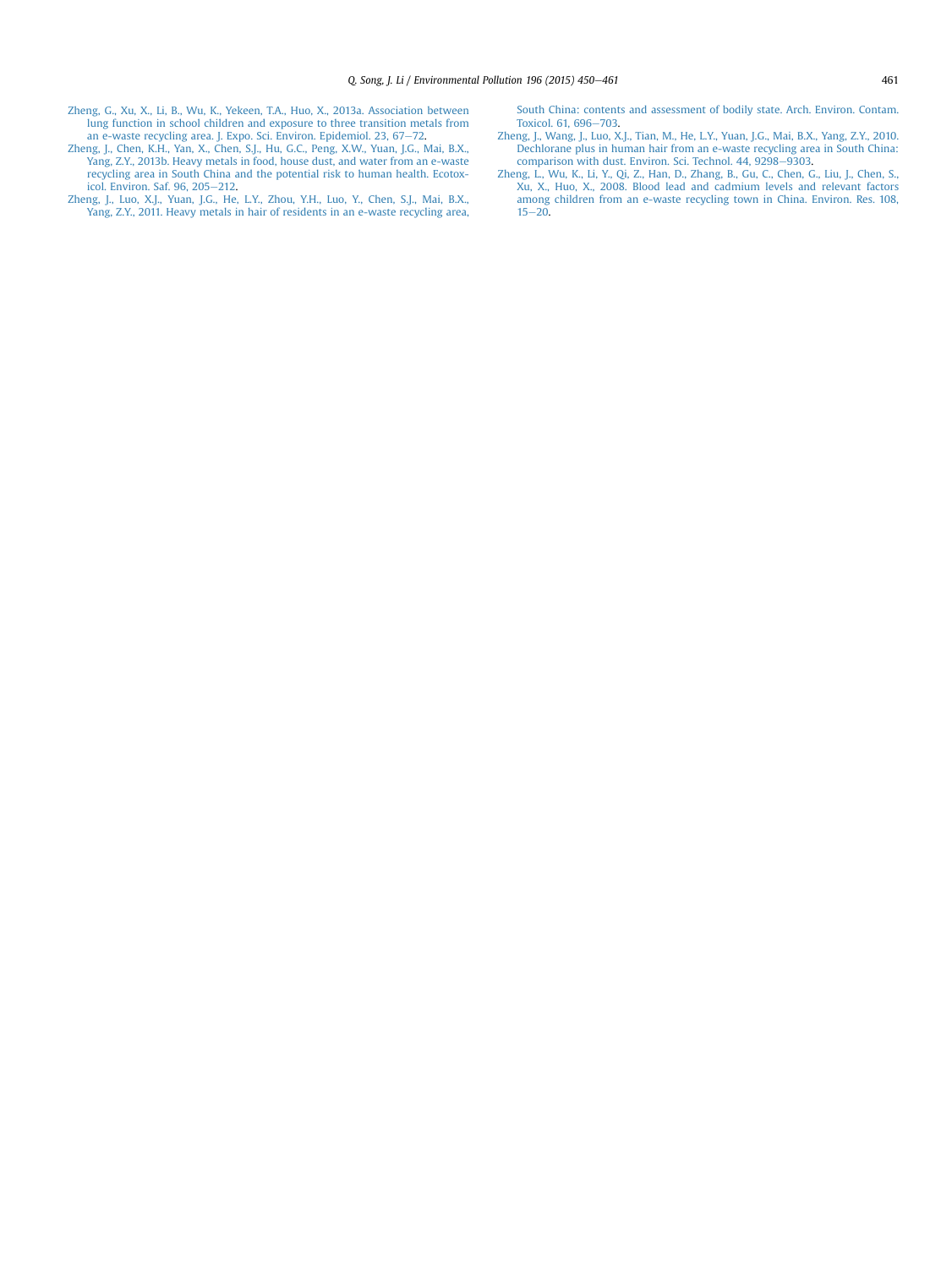Zheng, G., Xu, X., Li, B., Wu, K., Yekeen, T.A., Huo, X., 2013a. Association between lung function in school children and exposure to three transition metals from an e-waste recycling area. J. Expo. Sci. Environ. Epidemiol. 23, 67–72.

Zheng, J., Chen, K.H., Yan, X., Chen, S.J., Hu, G.C., Peng, X.W., Yuan, J.G., Mai, B.X., Yang, Z.Y., 2013b. Heavy metals in food, house dust, and water from an e-waste recycling area in South China and the potential risk to human health. Ecotoxicol. Environ. Saf. 96, 205–212.

Zheng, J., Luo, X.J., Yuan, J.G., He, L.Y., Zhou, Y.H., Luo, Y., Chen, S.J., Mai, B.X., Yang, Z.Y., 2011. Heavy metals in hair of residents in an e-waste recycling area, South China: contents and assessment of bodily state. Arch. Environ. Contam. Toxicol. 61, 696–703.

Zheng, J., Wang, J., Luo, X.J., Tian, M., He, L.Y., Yuan, J.G., Mai, B.X., Yang, Z.Y., 2010. Dechlorane plus in human hair from an e-waste recycling area in South China: comparison with dust. Environ. Sci. Technol. 44, 9298–9303.

Zheng, L., Wu, K., Li, Y., Qi, Z., Han, D., Zhang, B., Gu, C., Chen, G., Liu, J., Chen, S., Xu, X., Huo, X., 2008. Blood lead and cadmium levels and relevant factors among children from an e-waste recycling town in China. Environ. Res. 108, 15–20.